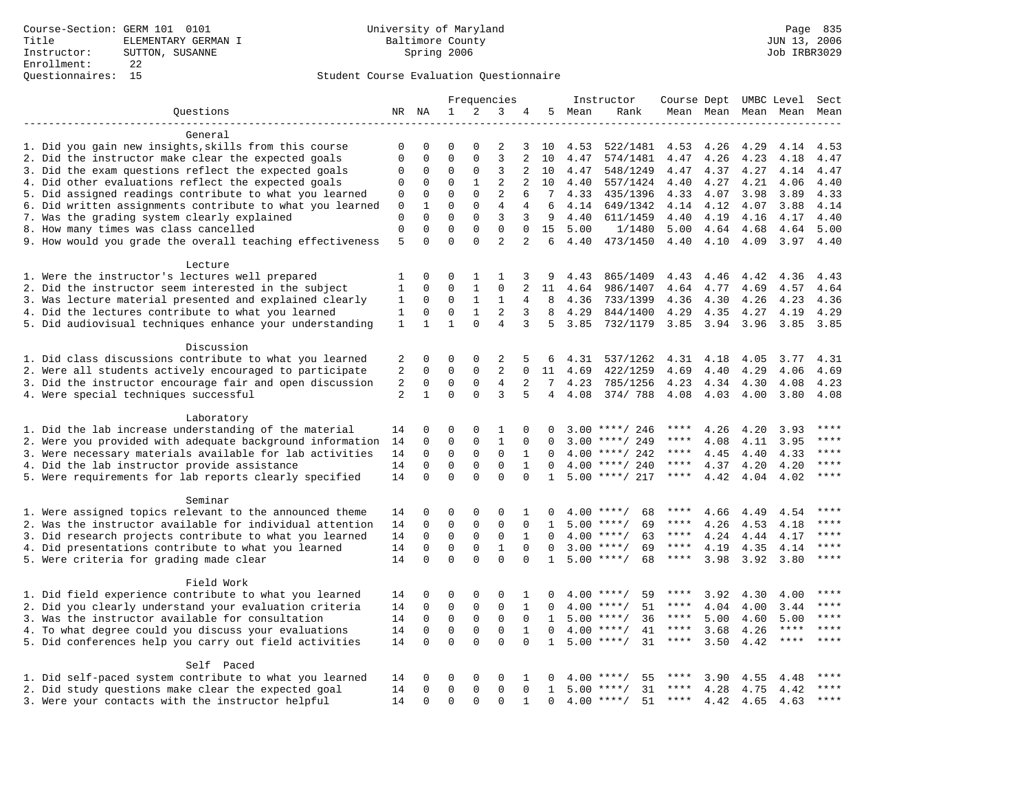Course-Section: GERM 101 0101
Title: ELEMENTARY GERMAN I
Instructor: SUTTON, SUSANNE
Enrollment: 22
Questionnaires: 15

University of Maryland
Baltimore County
Spring 2006

JUN 13, 2006
Job IRBR3029

## Student Course Evaluation Questionnaire

| Questions | NR | NA | 1 | 2 | 3 | 4 | 5 | Instructor Mean | Instructor Rank | Course Mean | Dept Mean | UMBC Mean | Level Mean | Sect Mean |
|---|---|---|---|---|---|---|---|---|---|---|---|---|---|---|
| **General** | | | | | | | | | | | | | | |
| 1. Did you gain new insights,skills from this course | 0 | 0 | 0 | 0 | 2 | 3 | 10 | 4.53 | 522/1481 | 4.53 | 4.26 | 4.29 | 4.14 | 4.53 |
| 2. Did the instructor make clear the expected goals | 0 | 0 | 0 | 0 | 3 | 2 | 10 | 4.47 | 574/1481 | 4.47 | 4.26 | 4.23 | 4.18 | 4.47 |
| 3. Did the exam questions reflect the expected goals | 0 | 0 | 0 | 0 | 3 | 2 | 10 | 4.47 | 548/1249 | 4.47 | 4.37 | 4.27 | 4.14 | 4.47 |
| 4. Did other evaluations reflect the expected goals | 0 | 0 | 0 | 1 | 2 | 2 | 10 | 4.40 | 557/1424 | 4.40 | 4.27 | 4.21 | 4.06 | 4.40 |
| 5. Did assigned readings contribute to what you learned | 0 | 0 | 0 | 0 | 2 | 6 | 7 | 4.33 | 435/1396 | 4.33 | 4.07 | 3.98 | 3.89 | 4.33 |
| 6. Did written assignments contribute to what you learned | 0 | 1 | 0 | 0 | 4 | 4 | 6 | 4.14 | 649/1342 | 4.14 | 4.12 | 4.07 | 3.88 | 4.14 |
| 7. Was the grading system clearly explained | 0 | 0 | 0 | 0 | 3 | 3 | 9 | 4.40 | 611/1459 | 4.40 | 4.19 | 4.16 | 4.17 | 4.40 |
| 8. How many times was class cancelled | 0 | 0 | 0 | 0 | 0 | 0 | 15 | 5.00 | 1/1480 | 5.00 | 4.64 | 4.68 | 4.64 | 5.00 |
| 9. How would you grade the overall teaching effectiveness | 5 | 0 | 0 | 0 | 2 | 2 | 6 | 4.40 | 473/1450 | 4.40 | 4.10 | 4.09 | 3.97 | 4.40 |
| **Lecture** | | | | | | | | | | | | | | |
| 1. Were the instructor's lectures well prepared | 1 | 0 | 0 | 1 | 1 | 3 | 9 | 4.43 | 865/1409 | 4.43 | 4.46 | 4.42 | 4.36 | 4.43 |
| 2. Did the instructor seem interested in the subject | 1 | 0 | 0 | 1 | 0 | 2 | 11 | 4.64 | 986/1407 | 4.64 | 4.77 | 4.69 | 4.57 | 4.64 |
| 3. Was lecture material presented and explained clearly | 1 | 0 | 0 | 1 | 1 | 4 | 8 | 4.36 | 733/1399 | 4.36 | 4.30 | 4.26 | 4.23 | 4.36 |
| 4. Did the lectures contribute to what you learned | 1 | 0 | 0 | 1 | 2 | 3 | 8 | 4.29 | 844/1400 | 4.29 | 4.35 | 4.27 | 4.19 | 4.29 |
| 5. Did audiovisual techniques enhance your understanding | 1 | 1 | 1 | 0 | 4 | 3 | 5 | 3.85 | 732/1179 | 3.85 | 3.94 | 3.96 | 3.85 | 3.85 |
| **Discussion** | | | | | | | | | | | | | | |
| 1. Did class discussions contribute to what you learned | 2 | 0 | 0 | 0 | 2 | 5 | 6 | 4.31 | 537/1262 | 4.31 | 4.18 | 4.05 | 3.77 | 4.31 |
| 2. Were all students actively encouraged to participate | 2 | 0 | 0 | 0 | 2 | 0 | 11 | 4.69 | 422/1259 | 4.69 | 4.40 | 4.29 | 4.06 | 4.69 |
| 3. Did the instructor encourage fair and open discussion | 2 | 0 | 0 | 0 | 4 | 2 | 7 | 4.23 | 785/1256 | 4.23 | 4.34 | 4.30 | 4.08 | 4.23 |
| 4. Were special techniques successful | 2 | 1 | 0 | 0 | 3 | 5 | 4 | 4.08 | 374/ 788 | 4.08 | 4.03 | 4.00 | 3.80 | 4.08 |
| **Laboratory** | | | | | | | | | | | | | | |
| 1. Did the lab increase understanding of the material | 14 | 0 | 0 | 0 | 1 | 0 | 0 | 3.00 | ****/ 246 | **** | 4.26 | 4.20 | 3.93 | **** |
| 2. Were you provided with adequate background information | 14 | 0 | 0 | 0 | 1 | 0 | 0 | 3.00 | ****/ 249 | **** | 4.08 | 4.11 | 3.95 | **** |
| 3. Were necessary materials available for lab activities | 14 | 0 | 0 | 0 | 0 | 1 | 0 | 4.00 | ****/ 242 | **** | 4.45 | 4.40 | 4.33 | **** |
| 4. Did the lab instructor provide assistance | 14 | 0 | 0 | 0 | 0 | 1 | 0 | 4.00 | ****/ 240 | **** | 4.37 | 4.20 | 4.20 | **** |
| 5. Were requirements for lab reports clearly specified | 14 | 0 | 0 | 0 | 0 | 0 | 1 | 5.00 | ****/ 217 | **** | 4.42 | 4.04 | 4.02 | **** |
| **Seminar** | | | | | | | | | | | | | | |
| 1. Were assigned topics relevant to the announced theme | 14 | 0 | 0 | 0 | 0 | 1 | 0 | 4.00 | ****/ 68 | **** | 4.66 | 4.49 | 4.54 | **** |
| 2. Was the instructor available for individual attention | 14 | 0 | 0 | 0 | 0 | 0 | 1 | 5.00 | ****/ 69 | **** | 4.26 | 4.53 | 4.18 | **** |
| 3. Did research projects contribute to what you learned | 14 | 0 | 0 | 0 | 0 | 1 | 0 | 4.00 | ****/ 63 | **** | 4.24 | 4.44 | 4.17 | **** |
| 4. Did presentations contribute to what you learned | 14 | 0 | 0 | 0 | 1 | 0 | 0 | 3.00 | ****/ 69 | **** | 4.19 | 4.35 | 4.14 | **** |
| 5. Were criteria for grading made clear | 14 | 0 | 0 | 0 | 0 | 0 | 1 | 5.00 | ****/ 68 | **** | 3.98 | 3.92 | 3.80 | **** |
| **Field Work** | | | | | | | | | | | | | | |
| 1. Did field experience contribute to what you learned | 14 | 0 | 0 | 0 | 0 | 1 | 0 | 4.00 | ****/ 59 | **** | 3.92 | 4.30 | 4.00 | **** |
| 2. Did you clearly understand your evaluation criteria | 14 | 0 | 0 | 0 | 0 | 1 | 0 | 4.00 | ****/ 51 | **** | 4.04 | 4.00 | 3.44 | **** |
| 3. Was the instructor available for consultation | 14 | 0 | 0 | 0 | 0 | 0 | 1 | 5.00 | ****/ 36 | **** | 5.00 | 4.60 | 5.00 | **** |
| 4. To what degree could you discuss your evaluations | 14 | 0 | 0 | 0 | 0 | 1 | 0 | 4.00 | ****/ 41 | **** | 3.68 | 4.26 | **** | **** |
| 5. Did conferences help you carry out field activities | 14 | 0 | 0 | 0 | 0 | 0 | 1 | 5.00 | ****/ 31 | **** | 3.50 | 4.42 | **** | **** |
| **Self Paced** | | | | | | | | | | | | | | |
| 1. Did self-paced system contribute to what you learned | 14 | 0 | 0 | 0 | 0 | 1 | 0 | 4.00 | ****/ 55 | **** | 3.90 | 4.55 | 4.48 | **** |
| 2. Did study questions make clear the expected goal | 14 | 0 | 0 | 0 | 0 | 0 | 1 | 5.00 | ****/ 31 | **** | 4.28 | 4.75 | 4.42 | **** |
| 3. Were your contacts with the instructor helpful | 14 | 0 | 0 | 0 | 0 | 1 | 0 | 4.00 | ****/ 51 | **** | 4.42 | 4.65 | 4.63 | **** |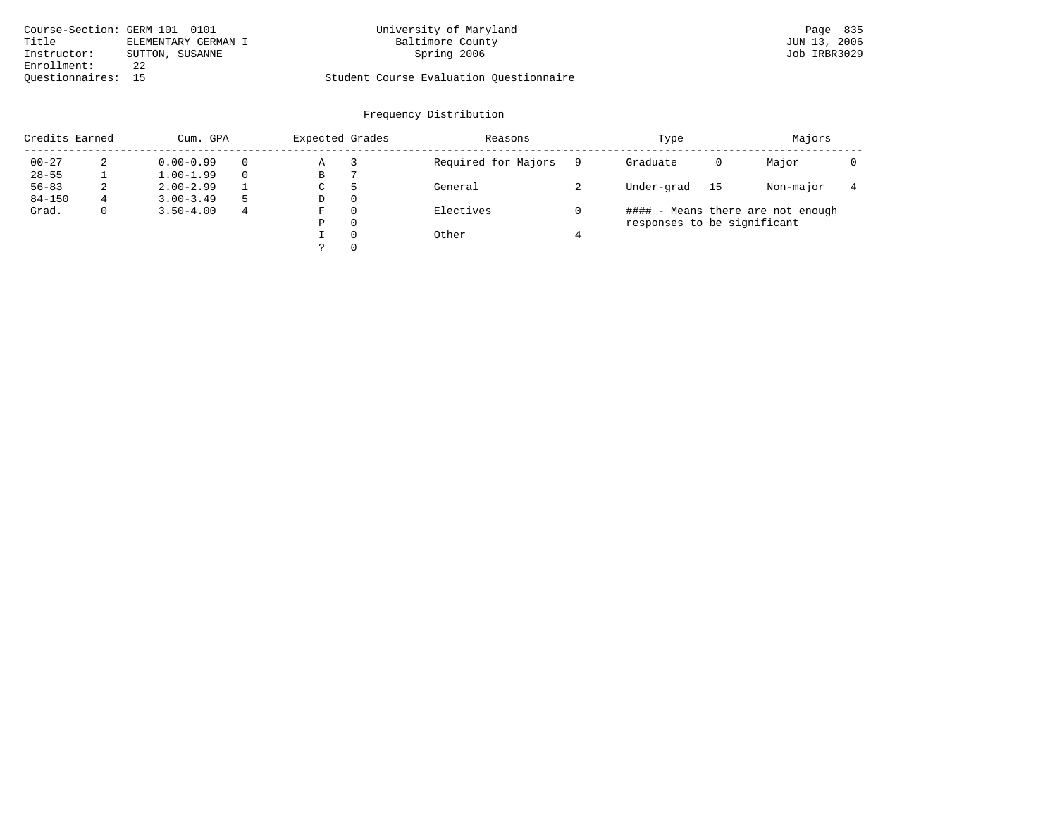Course-Section: GERM 101 0101
Title: ELEMENTARY GERMAN I
Instructor: SUTTON, SUSANNE
Enrollment: 22
Questionnaires: 15

University of Maryland
Baltimore County
Spring 2006

Student Course Evaluation Questionnaire

Page 835
JUN 13, 2006
Job IRBR3029

## Frequency Distribution

| Credits Earned | | Cum. GPA | | Expected Grades | | Reasons | | Type | | Majors | |
|---|---|---|---|---|---|---|---|---|---|---|---|
| 00-27 | 2 | 0.00-0.99 | 0 | A | 3 | Required for Majors | 9 | Graduate | 0 | Major | 0 |
| 28-55 | 1 | 1.00-1.99 | 0 | B | 7 | | | | | | |
| 56-83 | 2 | 2.00-2.99 | 1 | C | 5 | General | 2 | Under-grad | 15 | Non-major | 4 |
| 84-150 | 4 | 3.00-3.49 | 5 | D | 0 | | | | | | |
| Grad. | 0 | 3.50-4.00 | 4 | F | 0 | Electives | 0 | | | | |
| | | | | P | 0 | | | | | | |
| | | | | I | 0 | Other | 4 | | | | |
| | | | | ? | 0 | | | | | | |

#### - Means there are not enough responses to be significant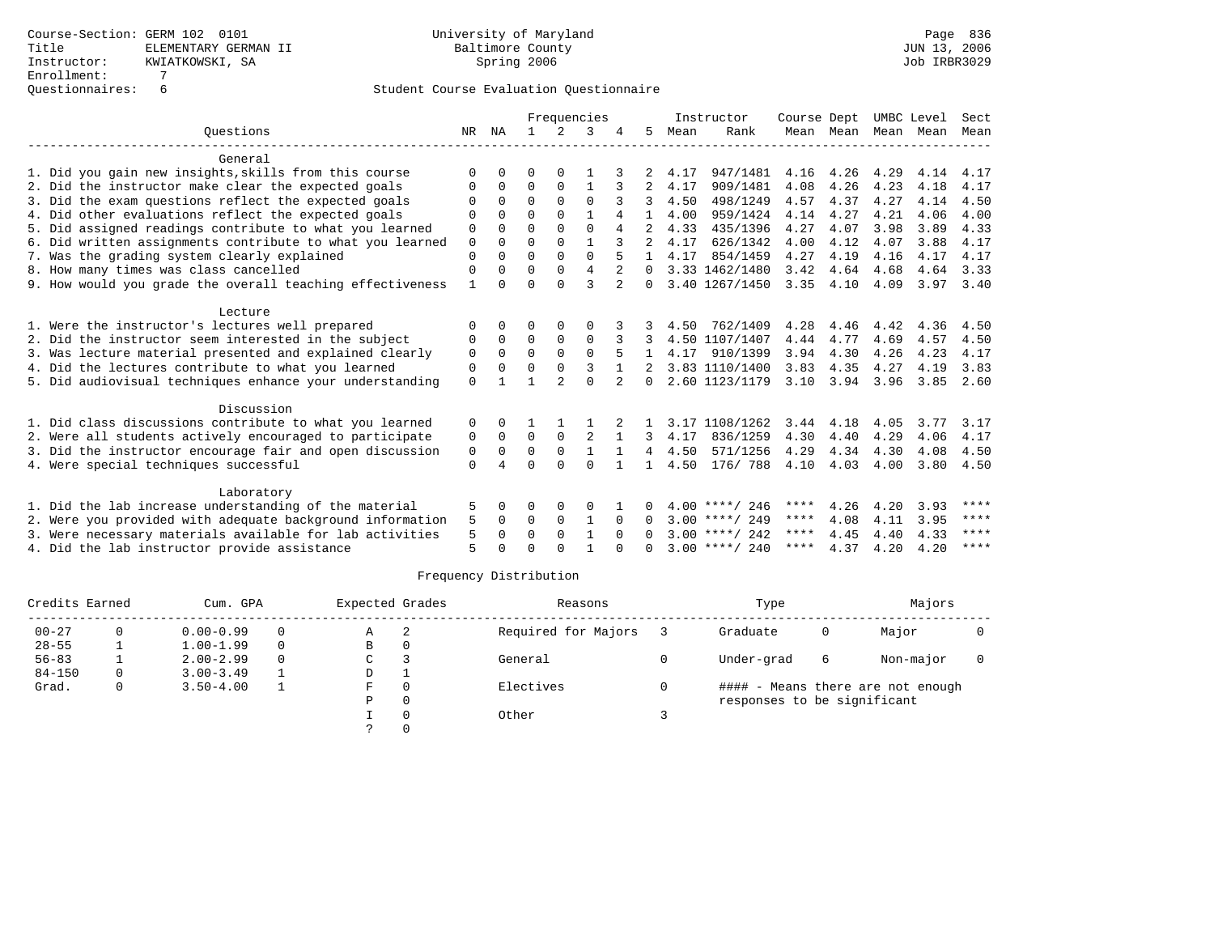Course-Section: GERM 102 0101
Title: ELEMENTARY GERMAN II
Instructor: KWIATKOWSKI, SA
Enrollment: 7
Questionnaires: 6

University of Maryland
Baltimore County
Spring 2006

JUN 13, 2006
Job IRBR3029

## Student Course Evaluation Questionnaire

| Questions | NR | NA | 1 | 2 | 3 | 4 | 5 | Instructor Mean | Instructor Rank | Course Mean | Dept Mean | UMBC Mean | Level Mean | Sect Mean |
|---|---|---|---|---|---|---|---|---|---|---|---|---|---|---|
| **General** | | | | | | | | | | | | | | |
| 1. Did you gain new insights,skills from this course | 0 | 0 | 0 | 0 | 1 | 3 | 2 | 4.17 | 947/1481 | 4.16 | 4.26 | 4.29 | 4.14 | 4.17 |
| 2. Did the instructor make clear the expected goals | 0 | 0 | 0 | 0 | 1 | 3 | 2 | 4.17 | 909/1481 | 4.08 | 4.26 | 4.23 | 4.18 | 4.17 |
| 3. Did the exam questions reflect the expected goals | 0 | 0 | 0 | 0 | 0 | 3 | 3 | 4.50 | 498/1249 | 4.57 | 4.37 | 4.27 | 4.14 | 4.50 |
| 4. Did other evaluations reflect the expected goals | 0 | 0 | 0 | 0 | 1 | 4 | 1 | 4.00 | 959/1424 | 4.14 | 4.27 | 4.21 | 4.06 | 4.00 |
| 5. Did assigned readings contribute to what you learned | 0 | 0 | 0 | 0 | 0 | 4 | 2 | 4.33 | 435/1396 | 4.27 | 4.07 | 3.98 | 3.89 | 4.33 |
| 6. Did written assignments contribute to what you learned | 0 | 0 | 0 | 0 | 1 | 3 | 2 | 4.17 | 626/1342 | 4.00 | 4.12 | 4.07 | 3.88 | 4.17 |
| 7. Was the grading system clearly explained | 0 | 0 | 0 | 0 | 0 | 5 | 1 | 4.17 | 854/1459 | 4.27 | 4.19 | 4.16 | 4.17 | 4.17 |
| 8. How many times was class cancelled | 0 | 0 | 0 | 0 | 4 | 2 | 0 | 3.33 | 1462/1480 | 3.42 | 4.64 | 4.68 | 4.64 | 3.33 |
| 9. How would you grade the overall teaching effectiveness | 1 | 0 | 0 | 0 | 3 | 2 | 0 | 3.40 | 1267/1450 | 3.35 | 4.10 | 4.09 | 3.97 | 3.40 |
| **Lecture** | | | | | | | | | | | | | | |
| 1. Were the instructor's lectures well prepared | 0 | 0 | 0 | 0 | 0 | 3 | 3 | 4.50 | 762/1409 | 4.28 | 4.46 | 4.42 | 4.36 | 4.50 |
| 2. Did the instructor seem interested in the subject | 0 | 0 | 0 | 0 | 0 | 3 | 3 | 4.50 | 1107/1407 | 4.44 | 4.77 | 4.69 | 4.57 | 4.50 |
| 3. Was lecture material presented and explained clearly | 0 | 0 | 0 | 0 | 0 | 5 | 1 | 4.17 | 910/1399 | 3.94 | 4.30 | 4.26 | 4.23 | 4.17 |
| 4. Did the lectures contribute to what you learned | 0 | 0 | 0 | 0 | 3 | 1 | 2 | 3.83 | 1110/1400 | 3.83 | 4.35 | 4.27 | 4.19 | 3.83 |
| 5. Did audiovisual techniques enhance your understanding | 0 | 1 | 1 | 2 | 0 | 2 | 0 | 2.60 | 1123/1179 | 3.10 | 3.94 | 3.96 | 3.85 | 2.60 |
| **Discussion** | | | | | | | | | | | | | | |
| 1. Did class discussions contribute to what you learned | 0 | 0 | 1 | 1 | 1 | 2 | 1 | 3.17 | 1108/1262 | 3.44 | 4.18 | 4.05 | 3.77 | 3.17 |
| 2. Were all students actively encouraged to participate | 0 | 0 | 0 | 0 | 2 | 1 | 3 | 4.17 | 836/1259 | 4.30 | 4.40 | 4.29 | 4.06 | 4.17 |
| 3. Did the instructor encourage fair and open discussion | 0 | 0 | 0 | 0 | 1 | 1 | 4 | 4.50 | 571/1256 | 4.29 | 4.34 | 4.30 | 4.08 | 4.50 |
| 4. Were special techniques successful | 0 | 4 | 0 | 0 | 0 | 1 | 1 | 4.50 | 176/ 788 | 4.10 | 4.03 | 4.00 | 3.80 | 4.50 |
| **Laboratory** | | | | | | | | | | | | | | |
| 1. Did the lab increase understanding of the material | 5 | 0 | 0 | 0 | 0 | 1 | 0 | 4.00 | ****/ 246 | **** | 4.26 | 4.20 | 3.93 | **** |
| 2. Were you provided with adequate background information | 5 | 0 | 0 | 0 | 1 | 0 | 0 | 3.00 | ****/ 249 | **** | 4.08 | 4.11 | 3.95 | **** |
| 3. Were necessary materials available for lab activities | 5 | 0 | 0 | 0 | 1 | 0 | 0 | 3.00 | ****/ 242 | **** | 4.45 | 4.40 | 4.33 | **** |
| 4. Did the lab instructor provide assistance | 5 | 0 | 0 | 0 | 1 | 0 | 0 | 3.00 | ****/ 240 | **** | 4.37 | 4.20 | 4.20 | **** |

### Frequency Distribution

| Credits Earned | | Cum. GPA | | Expected Grades | | Reasons | | Type | | Majors | |
|---|---|---|---|---|---|---|---|---|---|---|---|
| 00-27 | 0 | 0.00-0.99 | 0 | A | 2 | Required for Majors | 3 | Graduate | 0 | Major | 0 |
| 28-55 | 1 | 1.00-1.99 | 0 | B | 0 | | | | | | |
| 56-83 | 1 | 2.00-2.99 | 0 | C | 3 | General | 0 | Under-grad | 6 | Non-major | 0 |
| 84-150 | 0 | 3.00-3.49 | 1 | D | 1 | | | | | | |
| Grad. | 0 | 3.50-4.00 | 1 | F | 0 | Electives | 0 | #### - Means there are not enough responses to be significant | | | |
| | | | | P | 0 | | | | | | |
| | | | | I | 0 | Other | 3 | | | | |
| | | | | ? | 0 | | | | | | |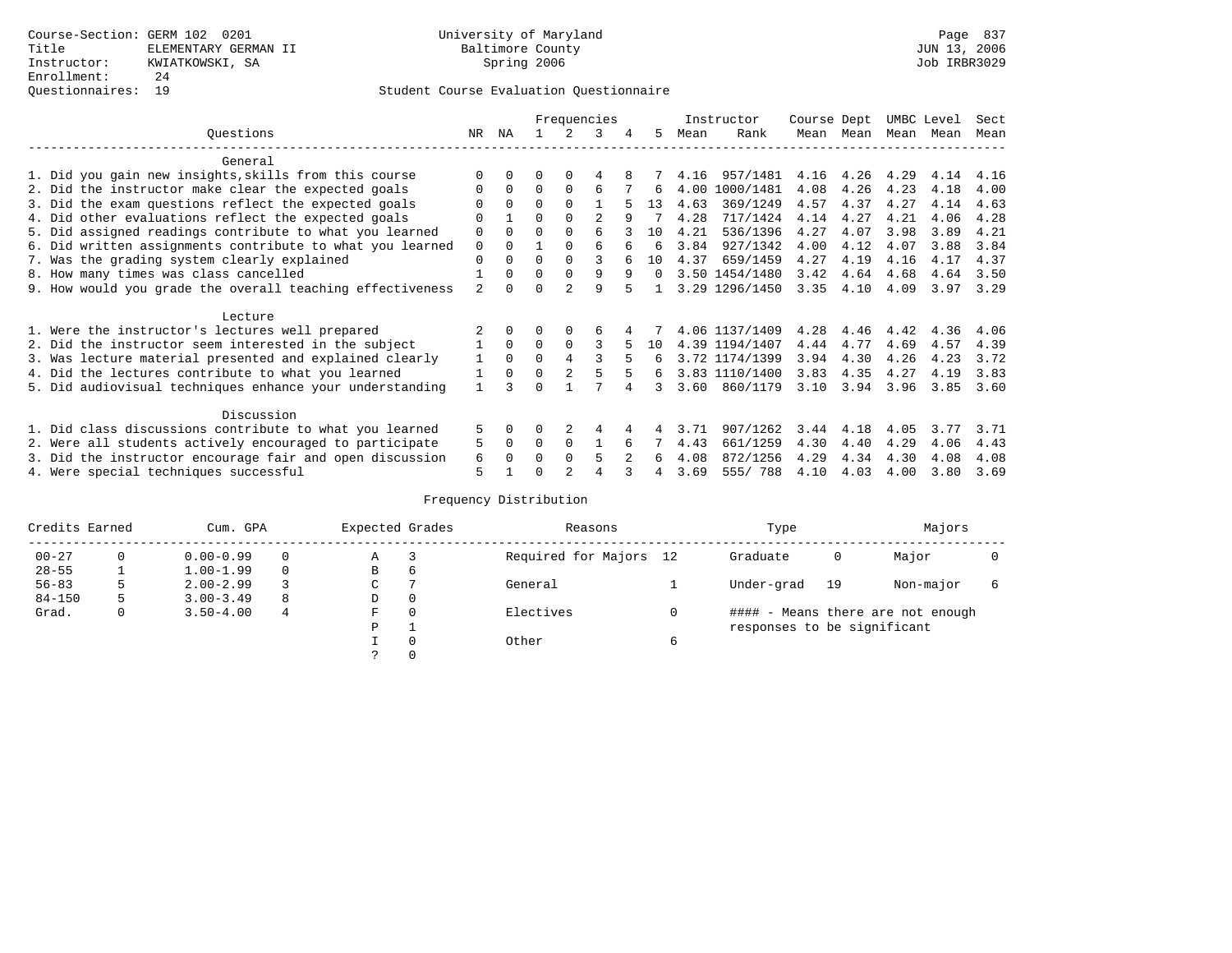Course-Section: GERM 102 0201
Title: ELEMENTARY GERMAN II
Instructor: KWIATKOWSKI, SA
Enrollment: 24
Questionnaires: 19

University of Maryland
Baltimore County
Spring 2006

JUN 13, 2006
Job IRBR3029

## Student Course Evaluation Questionnaire

| Questions | NR | NA | 1 | 2 | 3 | 4 | 5 | Instructor Mean | Instructor Rank | Course Mean | Dept Mean | UMBC Mean | Level Mean | Sect Mean |
|---|---|---|---|---|---|---|---|---|---|---|---|---|---|---|
| **General** | | | | | | | | | | | | | | |
| 1. Did you gain new insights,skills from this course | 0 | 0 | 0 | 0 | 4 | 8 | 7 | 4.16 | 957/1481 | 4.16 | 4.26 | 4.29 | 4.14 | 4.16 |
| 2. Did the instructor make clear the expected goals | 0 | 0 | 0 | 0 | 6 | 7 | 6 | 4.00 | 1000/1481 | 4.08 | 4.26 | 4.23 | 4.18 | 4.00 |
| 3. Did the exam questions reflect the expected goals | 0 | 0 | 0 | 0 | 1 | 5 | 13 | 4.63 | 369/1249 | 4.57 | 4.37 | 4.27 | 4.14 | 4.63 |
| 4. Did other evaluations reflect the expected goals | 0 | 1 | 0 | 0 | 2 | 9 | 7 | 4.28 | 717/1424 | 4.14 | 4.27 | 4.21 | 4.06 | 4.28 |
| 5. Did assigned readings contribute to what you learned | 0 | 0 | 0 | 0 | 6 | 3 | 10 | 4.21 | 536/1396 | 4.27 | 4.07 | 3.98 | 3.89 | 4.21 |
| 6. Did written assignments contribute to what you learned | 0 | 0 | 1 | 0 | 6 | 6 | 6 | 3.84 | 927/1342 | 4.00 | 4.12 | 4.07 | 3.88 | 3.84 |
| 7. Was the grading system clearly explained | 0 | 0 | 0 | 0 | 3 | 6 | 10 | 4.37 | 659/1459 | 4.27 | 4.19 | 4.16 | 4.17 | 4.37 |
| 8. How many times was class cancelled | 1 | 0 | 0 | 0 | 9 | 9 | 0 | 3.50 | 1454/1480 | 3.42 | 4.64 | 4.68 | 4.64 | 3.50 |
| 9. How would you grade the overall teaching effectiveness | 2 | 0 | 0 | 2 | 9 | 5 | 1 | 3.29 | 1296/1450 | 3.35 | 4.10 | 4.09 | 3.97 | 3.29 |
| **Lecture** | | | | | | | | | | | | | | |
| 1. Were the instructor's lectures well prepared | 2 | 0 | 0 | 0 | 6 | 4 | 7 | 4.06 | 1137/1409 | 4.28 | 4.46 | 4.42 | 4.36 | 4.06 |
| 2. Did the instructor seem interested in the subject | 1 | 0 | 0 | 0 | 3 | 5 | 10 | 4.39 | 1194/1407 | 4.44 | 4.77 | 4.69 | 4.57 | 4.39 |
| 3. Was lecture material presented and explained clearly | 1 | 0 | 0 | 4 | 3 | 5 | 6 | 3.72 | 1174/1399 | 3.94 | 4.30 | 4.26 | 4.23 | 3.72 |
| 4. Did the lectures contribute to what you learned | 1 | 0 | 0 | 2 | 5 | 5 | 6 | 3.83 | 1110/1400 | 3.83 | 4.35 | 4.27 | 4.19 | 3.83 |
| 5. Did audiovisual techniques enhance your understanding | 1 | 3 | 0 | 1 | 7 | 4 | 3 | 3.60 | 860/1179 | 3.10 | 3.94 | 3.96 | 3.85 | 3.60 |
| **Discussion** | | | | | | | | | | | | | | |
| 1. Did class discussions contribute to what you learned | 5 | 0 | 0 | 2 | 4 | 4 | 4 | 3.71 | 907/1262 | 3.44 | 4.18 | 4.05 | 3.77 | 3.71 |
| 2. Were all students actively encouraged to participate | 5 | 0 | 0 | 0 | 1 | 6 | 7 | 4.43 | 661/1259 | 4.30 | 4.40 | 4.29 | 4.06 | 4.43 |
| 3. Did the instructor encourage fair and open discussion | 6 | 0 | 0 | 0 | 5 | 2 | 6 | 4.08 | 872/1256 | 4.29 | 4.34 | 4.30 | 4.08 | 4.08 |
| 4. Were special techniques successful | 5 | 1 | 0 | 2 | 4 | 3 | 4 | 3.69 | 555/ 788 | 4.10 | 4.03 | 4.00 | 3.80 | 3.69 |

### Frequency Distribution

| Credits Earned | | Cum. GPA | | Expected Grades | | Reasons | | Type | | Majors | |
|---|---|---|---|---|---|---|---|---|---|---|---|
| 00-27 | 0 | 0.00-0.99 | 0 | A | 3 | Required for Majors | 12 | Graduate | 0 | Major | 0 |
| 28-55 | 1 | 1.00-1.99 | 0 | B | 6 | | | | | | |
| 56-83 | 5 | 2.00-2.99 | 3 | C | 7 | General | 1 | Under-grad | 19 | Non-major | 6 |
| 84-150 | 5 | 3.00-3.49 | 8 | D | 0 | | | | | | |
| Grad. | 0 | 3.50-4.00 | 4 | F | 0 | Electives | 0 | | | | |
| | | | | P | 1 | | | | | | |
| | | | | I | 0 | Other | 6 | | | | |
| | | | | ? | 0 | | | | | | |

#### - Means there are not enough responses to be significant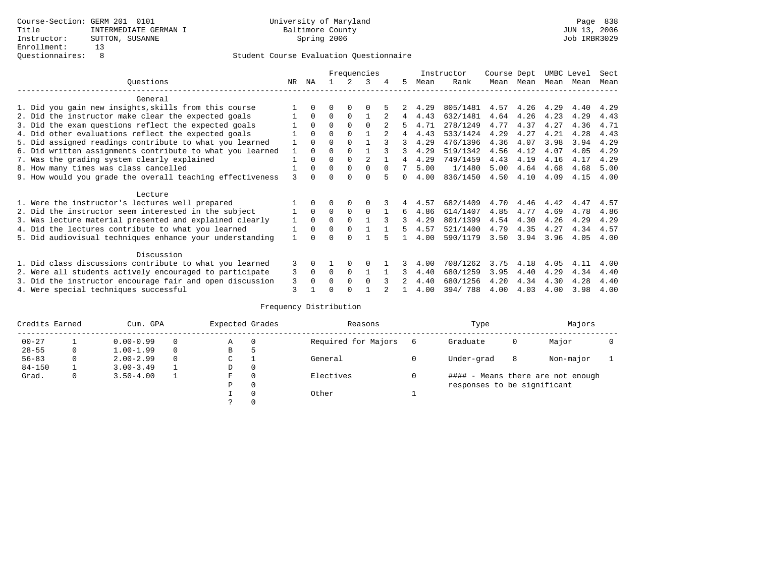Course-Section: GERM 201 0101
Title: INTERMEDIATE GERMAN I
Instructor: SUTTON, SUSANNE
Enrollment: 13
Questionnaires: 8

University of Maryland
Baltimore County
Spring 2006

Student Course Evaluation Questionnaire

| Questions | NR | NA | 1 | 2 | 3 | 4 | 5 | Instructor Mean | Rank | Course Mean | Dept Mean | UMBC Mean | Level Mean | Sect Mean |
|---|---|---|---|---|---|---|---|---|---|---|---|---|---|---|
| **General** | | | | | | | | | | | | | | |
| 1. Did you gain new insights,skills from this course | 1 | 0 | 0 | 0 | 0 | 5 | 2 | 4.29 | 805/1481 | 4.57 | 4.26 | 4.29 | 4.40 | 4.29 |
| 2. Did the instructor make clear the expected goals | 1 | 0 | 0 | 0 | 1 | 2 | 4 | 4.43 | 632/1481 | 4.64 | 4.26 | 4.23 | 4.29 | 4.43 |
| 3. Did the exam questions reflect the expected goals | 1 | 0 | 0 | 0 | 0 | 2 | 5 | 4.71 | 278/1249 | 4.77 | 4.37 | 4.27 | 4.36 | 4.71 |
| 4. Did other evaluations reflect the expected goals | 1 | 0 | 0 | 0 | 1 | 2 | 4 | 4.43 | 533/1424 | 4.29 | 4.27 | 4.21 | 4.28 | 4.43 |
| 5. Did assigned readings contribute to what you learned | 1 | 0 | 0 | 0 | 1 | 3 | 3 | 4.29 | 476/1396 | 4.36 | 4.07 | 3.98 | 3.94 | 4.29 |
| 6. Did written assignments contribute to what you learned | 1 | 0 | 0 | 0 | 1 | 3 | 3 | 4.29 | 519/1342 | 4.56 | 4.12 | 4.07 | 4.05 | 4.29 |
| 7. Was the grading system clearly explained | 1 | 0 | 0 | 0 | 2 | 1 | 4 | 4.29 | 749/1459 | 4.43 | 4.19 | 4.16 | 4.17 | 4.29 |
| 8. How many times was class cancelled | 1 | 0 | 0 | 0 | 0 | 0 | 7 | 5.00 | 1/1480 | 5.00 | 4.64 | 4.68 | 4.68 | 5.00 |
| 9. How would you grade the overall teaching effectiveness | 3 | 0 | 0 | 0 | 0 | 5 | 0 | 4.00 | 836/1450 | 4.50 | 4.10 | 4.09 | 4.15 | 4.00 |
| **Lecture** | | | | | | | | | | | | | | |
| 1. Were the instructor's lectures well prepared | 1 | 0 | 0 | 0 | 0 | 3 | 4 | 4.57 | 682/1409 | 4.70 | 4.46 | 4.42 | 4.47 | 4.57 |
| 2. Did the instructor seem interested in the subject | 1 | 0 | 0 | 0 | 0 | 1 | 6 | 4.86 | 614/1407 | 4.85 | 4.77 | 4.69 | 4.78 | 4.86 |
| 3. Was lecture material presented and explained clearly | 1 | 0 | 0 | 0 | 1 | 3 | 3 | 4.29 | 801/1399 | 4.54 | 4.30 | 4.26 | 4.29 | 4.29 |
| 4. Did the lectures contribute to what you learned | 1 | 0 | 0 | 0 | 1 | 1 | 5 | 4.57 | 521/1400 | 4.79 | 4.35 | 4.27 | 4.34 | 4.57 |
| 5. Did audiovisual techniques enhance your understanding | 1 | 0 | 0 | 0 | 1 | 5 | 1 | 4.00 | 590/1179 | 3.50 | 3.94 | 3.96 | 4.05 | 4.00 |
| **Discussion** | | | | | | | | | | | | | | |
| 1. Did class discussions contribute to what you learned | 3 | 0 | 1 | 0 | 0 | 1 | 3 | 4.00 | 708/1262 | 3.75 | 4.18 | 4.05 | 4.11 | 4.00 |
| 2. Were all students actively encouraged to participate | 3 | 0 | 0 | 0 | 1 | 1 | 3 | 4.40 | 680/1259 | 3.95 | 4.40 | 4.29 | 4.34 | 4.40 |
| 3. Did the instructor encourage fair and open discussion | 3 | 0 | 0 | 0 | 0 | 3 | 2 | 4.40 | 680/1256 | 4.20 | 4.34 | 4.30 | 4.28 | 4.40 |
| 4. Were special techniques successful | 3 | 1 | 0 | 0 | 1 | 2 | 1 | 4.00 | 394/ 788 | 4.00 | 4.03 | 4.00 | 3.98 | 4.00 |

Frequency Distribution

| Credits Earned | | Cum. GPA | | Expected Grades | | Reasons | | Type | | Majors | |
|---|---|---|---|---|---|---|---|---|---|---|---|
| 00-27 | 1 | 0.00-0.99 | 0 | A | 0 | Required for Majors | 6 | Graduate | 0 | Major | 0 |
| 28-55 | 0 | 1.00-1.99 | 0 | B | 5 | | | | | | |
| 56-83 | 0 | 2.00-2.99 | 0 | C | 1 | General | 0 | Under-grad | 8 | Non-major | 1 |
| 84-150 | 1 | 3.00-3.49 | 1 | D | 0 | | | | | | |
| Grad. | 0 | 3.50-4.00 | 1 | F | 0 | Electives | 0 | | | | |
| | | | | P | 0 | | | | | | |
| | | | | I | 0 | Other | 1 | | | | |
| | | | | ? | 0 | | | | | | |

#### - Means there are not enough responses to be significant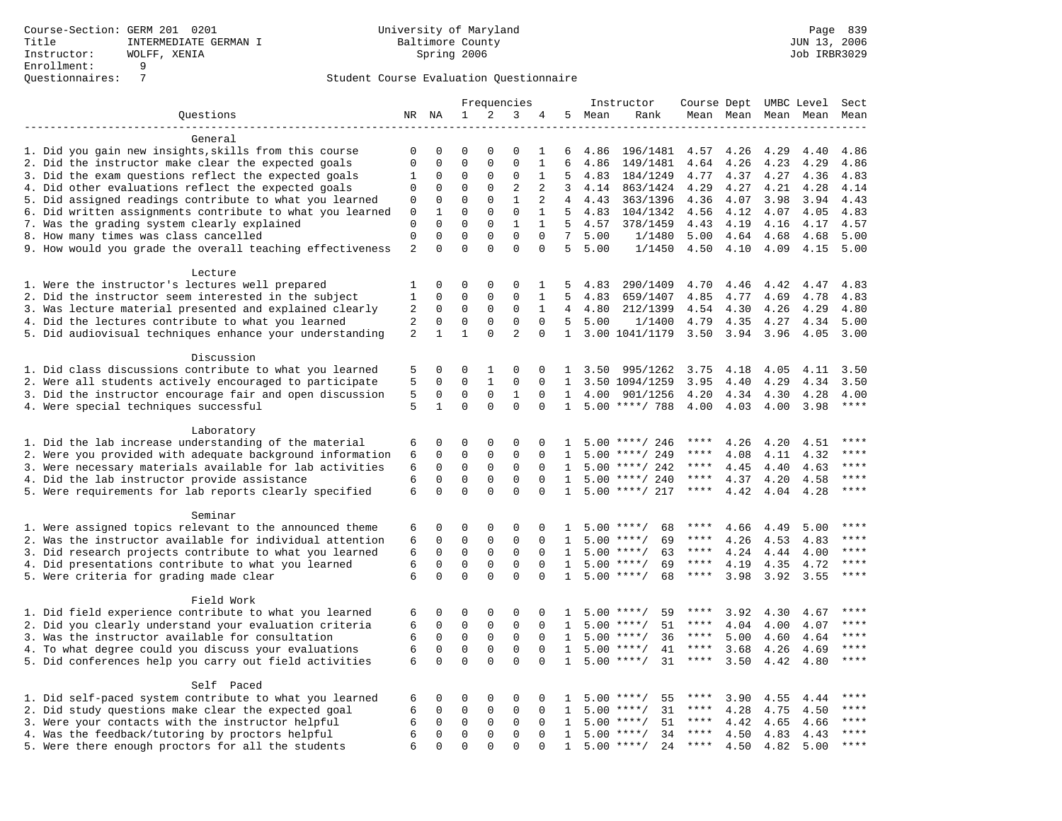Course-Section: GERM 201 0201
Title: INTERMEDIATE GERMAN I
Instructor: WOLFF, XENIA
Enrollment: 9
Questionnaires: 7

University of Maryland
Baltimore County
Spring 2006

JUN 13, 2006
Job IRBR3029

## Student Course Evaluation Questionnaire

| Questions | NR | NA | 1 | 2 | 3 | 4 | 5 | Instructor Mean | Instructor Rank | Course Mean | Dept Mean | UMBC Mean | Level Mean | Sect Mean |
|---|---|---|---|---|---|---|---|---|---|---|---|---|---|---|
| **General** | | | | | | | | | | | | | | |
| 1. Did you gain new insights,skills from this course | 0 | 0 | 0 | 0 | 0 | 1 | 6 | 4.86 | 196/1481 | 4.57 | 4.26 | 4.29 | 4.40 | 4.86 |
| 2. Did the instructor make clear the expected goals | 0 | 0 | 0 | 0 | 0 | 1 | 6 | 4.86 | 149/1481 | 4.64 | 4.26 | 4.23 | 4.29 | 4.86 |
| 3. Did the exam questions reflect the expected goals | 1 | 0 | 0 | 0 | 0 | 1 | 5 | 4.83 | 184/1249 | 4.77 | 4.37 | 4.27 | 4.36 | 4.83 |
| 4. Did other evaluations reflect the expected goals | 0 | 0 | 0 | 0 | 2 | 2 | 3 | 4.14 | 863/1424 | 4.29 | 4.27 | 4.21 | 4.28 | 4.14 |
| 5. Did assigned readings contribute to what you learned | 0 | 0 | 0 | 0 | 1 | 2 | 4 | 4.43 | 363/1396 | 4.36 | 4.07 | 3.98 | 3.94 | 4.43 |
| 6. Did written assignments contribute to what you learned | 0 | 1 | 0 | 0 | 0 | 1 | 5 | 4.83 | 104/1342 | 4.56 | 4.12 | 4.07 | 4.05 | 4.83 |
| 7. Was the grading system clearly explained | 0 | 0 | 0 | 0 | 1 | 1 | 5 | 4.57 | 378/1459 | 4.43 | 4.19 | 4.16 | 4.17 | 4.57 |
| 8. How many times was class cancelled | 0 | 0 | 0 | 0 | 0 | 0 | 7 | 5.00 | 1/1480 | 5.00 | 4.64 | 4.68 | 4.68 | 5.00 |
| 9. How would you grade the overall teaching effectiveness | 2 | 0 | 0 | 0 | 0 | 0 | 5 | 5.00 | 1/1450 | 4.50 | 4.10 | 4.09 | 4.15 | 5.00 |
| **Lecture** | | | | | | | | | | | | | | |
| 1. Were the instructor's lectures well prepared | 1 | 0 | 0 | 0 | 0 | 1 | 5 | 4.83 | 290/1409 | 4.70 | 4.46 | 4.42 | 4.47 | 4.83 |
| 2. Did the instructor seem interested in the subject | 1 | 0 | 0 | 0 | 0 | 1 | 5 | 4.83 | 659/1407 | 4.85 | 4.77 | 4.69 | 4.78 | 4.83 |
| 3. Was lecture material presented and explained clearly | 2 | 0 | 0 | 0 | 0 | 1 | 4 | 4.80 | 212/1399 | 4.54 | 4.30 | 4.26 | 4.29 | 4.80 |
| 4. Did the lectures contribute to what you learned | 2 | 0 | 0 | 0 | 0 | 0 | 5 | 5.00 | 1/1400 | 4.79 | 4.35 | 4.27 | 4.34 | 5.00 |
| 5. Did audiovisual techniques enhance your understanding | 2 | 1 | 1 | 0 | 2 | 0 | 1 | 3.00 | 1041/1179 | 3.50 | 3.94 | 3.96 | 4.05 | 3.00 |
| **Discussion** | | | | | | | | | | | | | | |
| 1. Did class discussions contribute to what you learned | 5 | 0 | 0 | 1 | 0 | 0 | 1 | 3.50 | 995/1262 | 3.75 | 4.18 | 4.05 | 4.11 | 3.50 |
| 2. Were all students actively encouraged to participate | 5 | 0 | 0 | 1 | 0 | 0 | 1 | 3.50 | 1094/1259 | 3.95 | 4.40 | 4.29 | 4.34 | 3.50 |
| 3. Did the instructor encourage fair and open discussion | 5 | 0 | 0 | 0 | 1 | 0 | 1 | 4.00 | 901/1256 | 4.20 | 4.34 | 4.30 | 4.28 | 4.00 |
| 4. Were special techniques successful | 5 | 1 | 0 | 0 | 0 | 0 | 1 | 5.00 | ****/ 788 | 4.00 | 4.03 | 4.00 | 3.98 | **** |
| **Laboratory** | | | | | | | | | | | | | | |
| 1. Did the lab increase understanding of the material | 6 | 0 | 0 | 0 | 0 | 0 | 1 | 5.00 | ****/ 246 | **** | 4.26 | 4.20 | 4.51 | **** |
| 2. Were you provided with adequate background information | 6 | 0 | 0 | 0 | 0 | 0 | 1 | 5.00 | ****/ 249 | **** | 4.08 | 4.11 | 4.32 | **** |
| 3. Were necessary materials available for lab activities | 6 | 0 | 0 | 0 | 0 | 0 | 1 | 5.00 | ****/ 242 | **** | 4.45 | 4.40 | 4.63 | **** |
| 4. Did the lab instructor provide assistance | 6 | 0 | 0 | 0 | 0 | 0 | 1 | 5.00 | ****/ 240 | **** | 4.37 | 4.20 | 4.58 | **** |
| 5. Were requirements for lab reports clearly specified | 6 | 0 | 0 | 0 | 0 | 0 | 1 | 5.00 | ****/ 217 | **** | 4.42 | 4.04 | 4.28 | **** |
| **Seminar** | | | | | | | | | | | | | | |
| 1. Were assigned topics relevant to the announced theme | 6 | 0 | 0 | 0 | 0 | 0 | 1 | 5.00 | ****/ 68 | **** | 4.66 | 4.49 | 5.00 | **** |
| 2. Was the instructor available for individual attention | 6 | 0 | 0 | 0 | 0 | 0 | 1 | 5.00 | ****/ 69 | **** | 4.26 | 4.53 | 4.83 | **** |
| 3. Did research projects contribute to what you learned | 6 | 0 | 0 | 0 | 0 | 0 | 1 | 5.00 | ****/ 63 | **** | 4.24 | 4.44 | 4.00 | **** |
| 4. Did presentations contribute to what you learned | 6 | 0 | 0 | 0 | 0 | 0 | 1 | 5.00 | ****/ 69 | **** | 4.19 | 4.35 | 4.72 | **** |
| 5. Were criteria for grading made clear | 6 | 0 | 0 | 0 | 0 | 0 | 1 | 5.00 | ****/ 68 | **** | 3.98 | 3.92 | 3.55 | **** |
| **Field Work** | | | | | | | | | | | | | | |
| 1. Did field experience contribute to what you learned | 6 | 0 | 0 | 0 | 0 | 0 | 1 | 5.00 | ****/ 59 | **** | 3.92 | 4.30 | 4.67 | **** |
| 2. Did you clearly understand your evaluation criteria | 6 | 0 | 0 | 0 | 0 | 0 | 1 | 5.00 | ****/ 51 | **** | 4.04 | 4.00 | 4.07 | **** |
| 3. Was the instructor available for consultation | 6 | 0 | 0 | 0 | 0 | 0 | 1 | 5.00 | ****/ 36 | **** | 5.00 | 4.60 | 4.64 | **** |
| 4. To what degree could you discuss your evaluations | 6 | 0 | 0 | 0 | 0 | 0 | 1 | 5.00 | ****/ 41 | **** | 3.68 | 4.26 | 4.69 | **** |
| 5. Did conferences help you carry out field activities | 6 | 0 | 0 | 0 | 0 | 0 | 1 | 5.00 | ****/ 31 | **** | 3.50 | 4.42 | 4.80 | **** |
| **Self Paced** | | | | | | | | | | | | | | |
| 1. Did self-paced system contribute to what you learned | 6 | 0 | 0 | 0 | 0 | 0 | 1 | 5.00 | ****/ 55 | **** | 3.90 | 4.55 | 4.44 | **** |
| 2. Did study questions make clear the expected goal | 6 | 0 | 0 | 0 | 0 | 0 | 1 | 5.00 | ****/ 31 | **** | 4.28 | 4.75 | 4.50 | **** |
| 3. Were your contacts with the instructor helpful | 6 | 0 | 0 | 0 | 0 | 0 | 1 | 5.00 | ****/ 51 | **** | 4.42 | 4.65 | 4.66 | **** |
| 4. Was the feedback/tutoring by proctors helpful | 6 | 0 | 0 | 0 | 0 | 0 | 1 | 5.00 | ****/ 34 | **** | 4.50 | 4.83 | 4.43 | **** |
| 5. Were there enough proctors for all the students | 6 | 0 | 0 | 0 | 0 | 0 | 1 | 5.00 | ****/ 24 | **** | 4.50 | 4.82 | 5.00 | **** |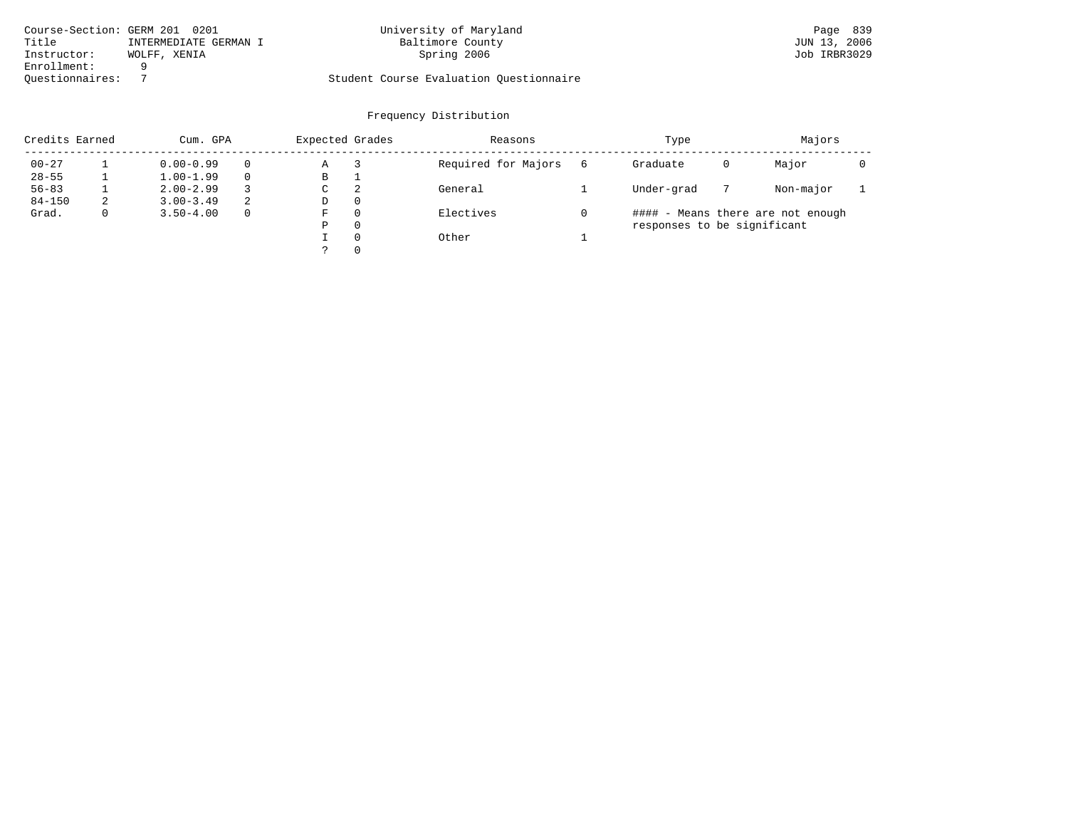Course-Section: GERM 201 0201
Title: INTERMEDIATE GERMAN I
Instructor: WOLFF, XENIA
Enrollment: 9
Questionnaires: 7

University of Maryland
Baltimore County
Spring 2006

JUN 13, 2006
Job IRBR3029

Student Course Evaluation Questionnaire

## Frequency Distribution

| Credits Earned | | Cum. GPA | | Expected Grades | | Reasons | | Type | | Majors | |
|---|---|---|---|---|---|---|---|---|---|---|---|
| 00-27 | 1 | 0.00-0.99 | 0 | A | 3 | Required for Majors | 6 | Graduate | 0 | Major | 0 |
| 28-55 | 1 | 1.00-1.99 | 0 | B | 1 | | | | | | |
| 56-83 | 1 | 2.00-2.99 | 3 | C | 2 | General | 1 | Under-grad | 7 | Non-major | 1 |
| 84-150 | 2 | 3.00-3.49 | 2 | D | 0 | | | | | | |
| Grad. | 0 | 3.50-4.00 | 0 | F | 0 | Electives | 0 | | | | |
| | | | | P | 0 | | | | | | |
| | | | | I | 0 | Other | 1 | | | | |
| | | | | ? | 0 | | | | | | |

#### - Means there are not enough responses to be significant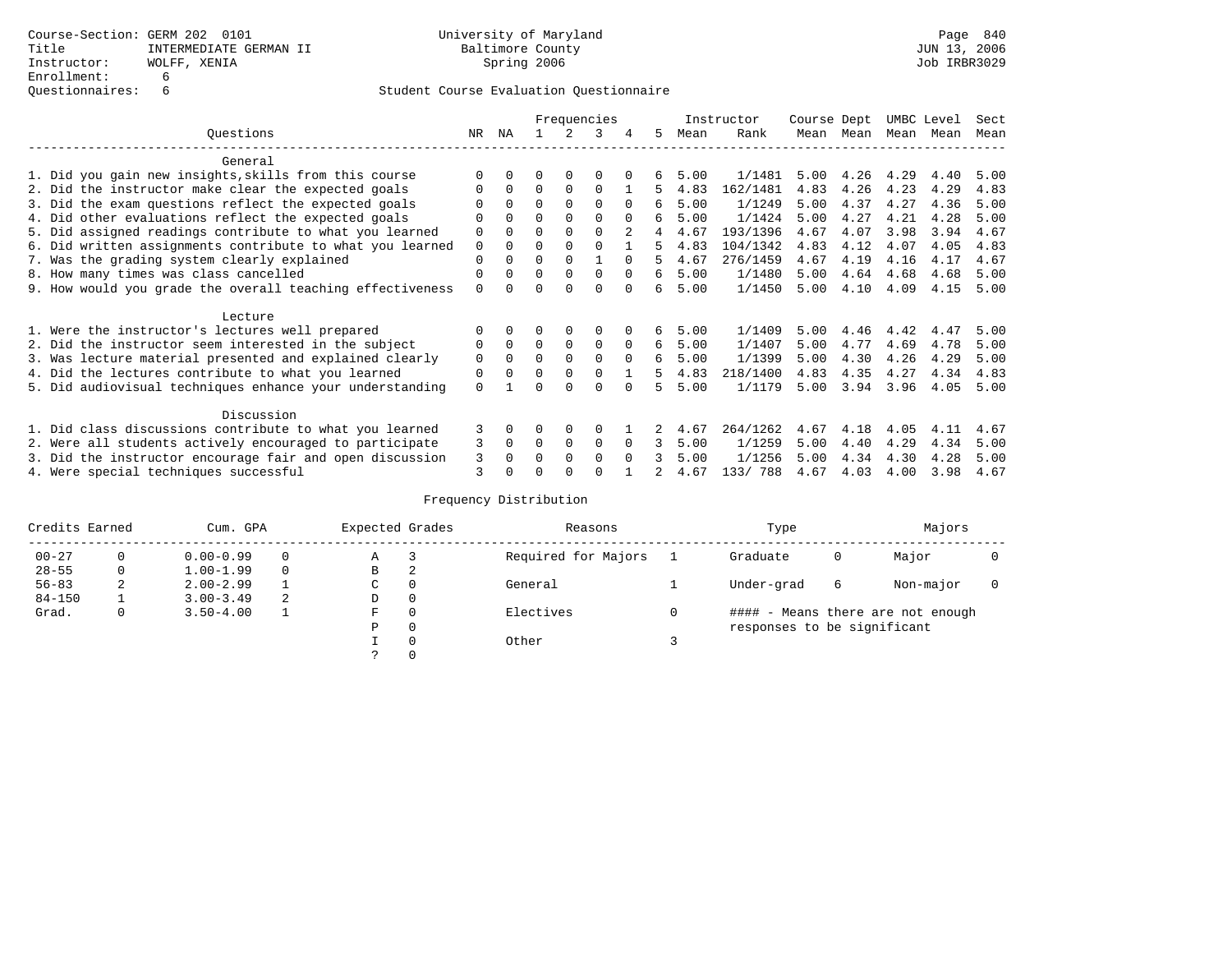Course-Section: GERM 202 0101
Title: INTERMEDIATE GERMAN II
Instructor: WOLFF, XENIA
Enrollment: 6
Questionnaires: 6

University of Maryland
Baltimore County
Spring 2006

JUN 13, 2006
Job IRBR3029

Student Course Evaluation Questionnaire

| Questions | NR | NA | 1 | 2 | 3 | 4 | 5 | Instructor Mean | Instructor Rank | Course Mean | Dept Mean | UMBC Mean | Level Mean | Sect Mean |
|---|---|---|---|---|---|---|---|---|---|---|---|---|---|---|
| **General** | | | | | | | | | | | | | | |
| 1. Did you gain new insights,skills from this course | 0 | 0 | 0 | 0 | 0 | 0 | 6 | 5.00 | 1/1481 | 5.00 | 4.26 | 4.29 | 4.40 | 5.00 |
| 2. Did the instructor make clear the expected goals | 0 | 0 | 0 | 0 | 0 | 1 | 5 | 4.83 | 162/1481 | 4.83 | 4.26 | 4.23 | 4.29 | 4.83 |
| 3. Did the exam questions reflect the expected goals | 0 | 0 | 0 | 0 | 0 | 0 | 6 | 5.00 | 1/1249 | 5.00 | 4.37 | 4.27 | 4.36 | 5.00 |
| 4. Did other evaluations reflect the expected goals | 0 | 0 | 0 | 0 | 0 | 0 | 6 | 5.00 | 1/1424 | 5.00 | 4.27 | 4.21 | 4.28 | 5.00 |
| 5. Did assigned readings contribute to what you learned | 0 | 0 | 0 | 0 | 0 | 2 | 4 | 4.67 | 193/1396 | 4.67 | 4.07 | 3.98 | 3.94 | 4.67 |
| 6. Did written assignments contribute to what you learned | 0 | 0 | 0 | 0 | 0 | 1 | 5 | 4.83 | 104/1342 | 4.83 | 4.12 | 4.07 | 4.05 | 4.83 |
| 7. Was the grading system clearly explained | 0 | 0 | 0 | 0 | 1 | 0 | 5 | 4.67 | 276/1459 | 4.67 | 4.19 | 4.16 | 4.17 | 4.67 |
| 8. How many times was class cancelled | 0 | 0 | 0 | 0 | 0 | 0 | 6 | 5.00 | 1/1480 | 5.00 | 4.64 | 4.68 | 4.68 | 5.00 |
| 9. How would you grade the overall teaching effectiveness | 0 | 0 | 0 | 0 | 0 | 0 | 6 | 5.00 | 1/1450 | 5.00 | 4.10 | 4.09 | 4.15 | 5.00 |
| **Lecture** | | | | | | | | | | | | | | |
| 1. Were the instructor's lectures well prepared | 0 | 0 | 0 | 0 | 0 | 0 | 6 | 5.00 | 1/1409 | 5.00 | 4.46 | 4.42 | 4.47 | 5.00 |
| 2. Did the instructor seem interested in the subject | 0 | 0 | 0 | 0 | 0 | 0 | 6 | 5.00 | 1/1407 | 5.00 | 4.77 | 4.69 | 4.78 | 5.00 |
| 3. Was lecture material presented and explained clearly | 0 | 0 | 0 | 0 | 0 | 0 | 6 | 5.00 | 1/1399 | 5.00 | 4.30 | 4.26 | 4.29 | 5.00 |
| 4. Did the lectures contribute to what you learned | 0 | 0 | 0 | 0 | 0 | 1 | 5 | 4.83 | 218/1400 | 4.83 | 4.35 | 4.27 | 4.34 | 4.83 |
| 5. Did audiovisual techniques enhance your understanding | 0 | 1 | 0 | 0 | 0 | 0 | 5 | 5.00 | 1/1179 | 5.00 | 3.94 | 3.96 | 4.05 | 5.00 |
| **Discussion** | | | | | | | | | | | | | | |
| 1. Did class discussions contribute to what you learned | 3 | 0 | 0 | 0 | 0 | 1 | 2 | 4.67 | 264/1262 | 4.67 | 4.18 | 4.05 | 4.11 | 4.67 |
| 2. Were all students actively encouraged to participate | 3 | 0 | 0 | 0 | 0 | 0 | 3 | 5.00 | 1/1259 | 5.00 | 4.40 | 4.29 | 4.34 | 5.00 |
| 3. Did the instructor encourage fair and open discussion | 3 | 0 | 0 | 0 | 0 | 0 | 3 | 5.00 | 1/1256 | 5.00 | 4.34 | 4.30 | 4.28 | 5.00 |
| 4. Were special techniques successful | 3 | 0 | 0 | 0 | 0 | 1 | 2 | 4.67 | 133/ 788 | 4.67 | 4.03 | 4.00 | 3.98 | 4.67 |

Frequency Distribution

| Credits Earned | | Cum. GPA | | Expected Grades | | Reasons | | Type | | Majors | |
|---|---|---|---|---|---|---|---|---|---|---|---|
| 00-27 | 0 | 0.00-0.99 | 0 | A | 3 | Required for Majors | 1 | Graduate | 0 | Major | 0 |
| 28-55 | 0 | 1.00-1.99 | 0 | B | 2 | | | | | | |
| 56-83 | 2 | 2.00-2.99 | 1 | C | 0 | General | 1 | Under-grad | 6 | Non-major | 0 |
| 84-150 | 1 | 3.00-3.49 | 2 | D | 0 | | | | | | |
| Grad. | 0 | 3.50-4.00 | 1 | F | 0 | Electives | 0 | #### - Means there are not enough responses to be significant | | | |
| | | | | P | 0 | | | | | | |
| | | | | I | 0 | Other | 3 | | | | |
| | | | | ? | 0 | | | | | | |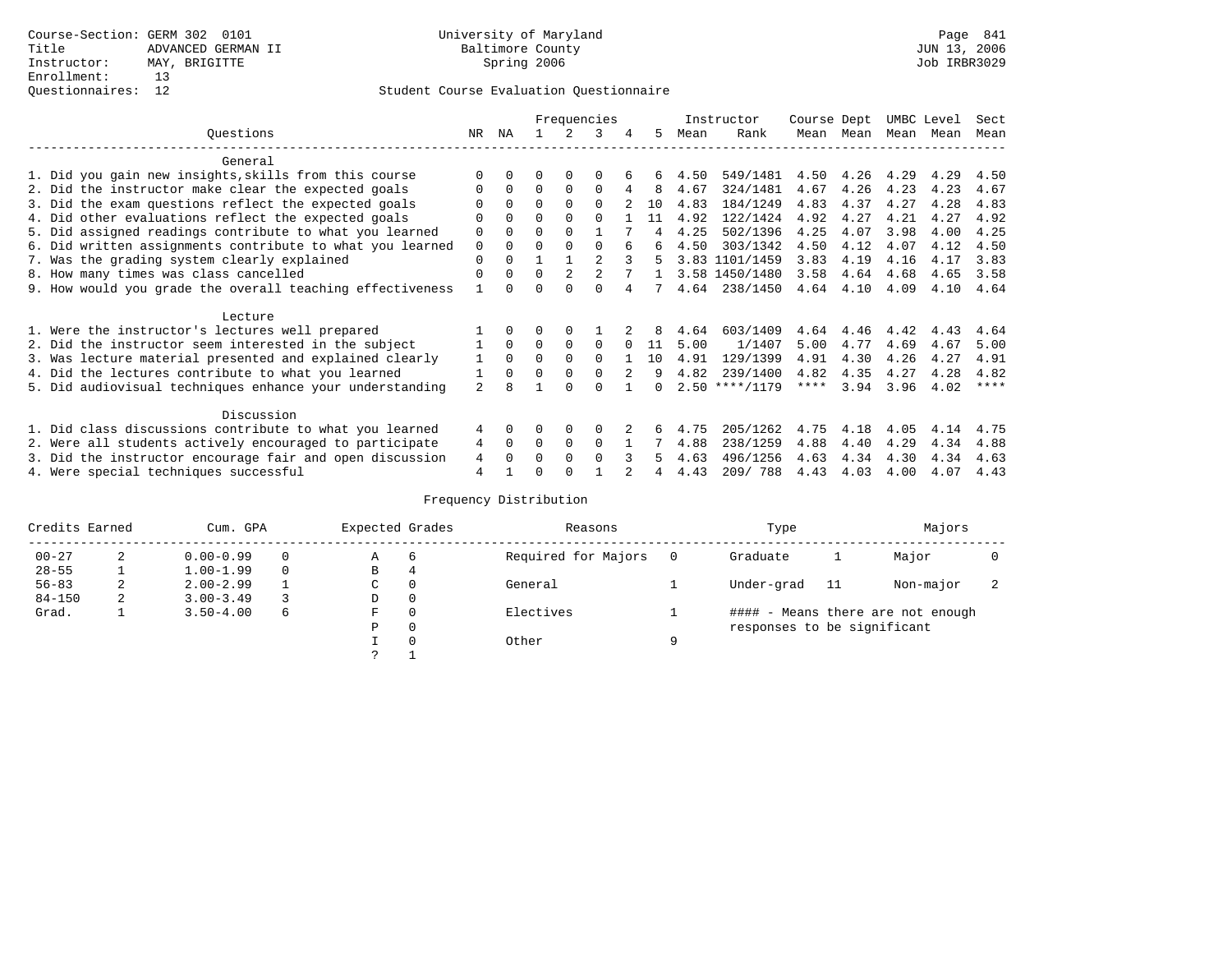Course-Section: GERM 302 0101
Title: ADVANCED GERMAN II
Instructor: MAY, BRIGITTE
Enrollment: 13
Questionnaires: 12

University of Maryland
Baltimore County
Spring 2006

Page 841
JUN 13, 2006
Job IRBR3029

## Student Course Evaluation Questionnaire

| Questions | NR | NA | 1 | 2 | 3 | 4 | 5 | Instructor Mean | Instructor Rank | Course Mean | Dept Mean | UMBC Mean | Level Mean | Sect Mean |
|---|---|---|---|---|---|---|---|---|---|---|---|---|---|---|
| **General** | | | | | | | | | | | | | | |
| 1. Did you gain new insights,skills from this course | 0 | 0 | 0 | 0 | 0 | 6 | 6 | 4.50 | 549/1481 | 4.50 | 4.26 | 4.29 | 4.29 | 4.50 |
| 2. Did the instructor make clear the expected goals | 0 | 0 | 0 | 0 | 0 | 4 | 8 | 4.67 | 324/1481 | 4.67 | 4.26 | 4.23 | 4.23 | 4.67 |
| 3. Did the exam questions reflect the expected goals | 0 | 0 | 0 | 0 | 0 | 2 | 10 | 4.83 | 184/1249 | 4.83 | 4.37 | 4.27 | 4.28 | 4.83 |
| 4. Did other evaluations reflect the expected goals | 0 | 0 | 0 | 0 | 0 | 1 | 11 | 4.92 | 122/1424 | 4.92 | 4.27 | 4.21 | 4.27 | 4.92 |
| 5. Did assigned readings contribute to what you learned | 0 | 0 | 0 | 0 | 1 | 7 | 4 | 4.25 | 502/1396 | 4.25 | 4.07 | 3.98 | 4.00 | 4.25 |
| 6. Did written assignments contribute to what you learned | 0 | 0 | 0 | 0 | 0 | 6 | 6 | 4.50 | 303/1342 | 4.50 | 4.12 | 4.07 | 4.12 | 4.50 |
| 7. Was the grading system clearly explained | 0 | 0 | 1 | 1 | 2 | 3 | 5 | 3.83 | 1101/1459 | 3.83 | 4.19 | 4.16 | 4.17 | 3.83 |
| 8. How many times was class cancelled | 0 | 0 | 0 | 2 | 2 | 7 | 1 | 3.58 | 1450/1480 | 3.58 | 4.64 | 4.68 | 4.65 | 3.58 |
| 9. How would you grade the overall teaching effectiveness | 1 | 0 | 0 | 0 | 0 | 4 | 7 | 4.64 | 238/1450 | 4.64 | 4.10 | 4.09 | 4.10 | 4.64 |
| **Lecture** | | | | | | | | | | | | | | |
| 1. Were the instructor's lectures well prepared | 1 | 0 | 0 | 0 | 1 | 2 | 8 | 4.64 | 603/1409 | 4.64 | 4.46 | 4.42 | 4.43 | 4.64 |
| 2. Did the instructor seem interested in the subject | 1 | 0 | 0 | 0 | 0 | 0 | 11 | 5.00 | 1/1407 | 5.00 | 4.77 | 4.69 | 4.67 | 5.00 |
| 3. Was lecture material presented and explained clearly | 1 | 0 | 0 | 0 | 0 | 1 | 10 | 4.91 | 129/1399 | 4.91 | 4.30 | 4.26 | 4.27 | 4.91 |
| 4. Did the lectures contribute to what you learned | 1 | 0 | 0 | 0 | 0 | 2 | 9 | 4.82 | 239/1400 | 4.82 | 4.35 | 4.27 | 4.28 | 4.82 |
| 5. Did audiovisual techniques enhance your understanding | 2 | 8 | 1 | 0 | 0 | 1 | 0 | 2.50 | ****/1179 | **** | 3.94 | 3.96 | 4.02 | **** |
| **Discussion** | | | | | | | | | | | | | | |
| 1. Did class discussions contribute to what you learned | 4 | 0 | 0 | 0 | 0 | 2 | 6 | 4.75 | 205/1262 | 4.75 | 4.18 | 4.05 | 4.14 | 4.75 |
| 2. Were all students actively encouraged to participate | 4 | 0 | 0 | 0 | 0 | 1 | 7 | 4.88 | 238/1259 | 4.88 | 4.40 | 4.29 | 4.34 | 4.88 |
| 3. Did the instructor encourage fair and open discussion | 4 | 0 | 0 | 0 | 0 | 3 | 5 | 4.63 | 496/1256 | 4.63 | 4.34 | 4.30 | 4.34 | 4.63 |
| 4. Were special techniques successful | 4 | 1 | 0 | 0 | 1 | 2 | 4 | 4.43 | 209/ 788 | 4.43 | 4.03 | 4.00 | 4.07 | 4.43 |

## Frequency Distribution

| Credits Earned | | Cum. GPA | | Expected Grades | | Reasons | | Type | | Majors | |
|---|---|---|---|---|---|---|---|---|---|---|---|
| 00-27 | 2 | 0.00-0.99 | 0 | A | 6 | Required for Majors | 0 | Graduate | 1 | Major | 0 |
| 28-55 | 1 | 1.00-1.99 | 0 | B | 4 | | | | | | |
| 56-83 | 2 | 2.00-2.99 | 1 | C | 0 | General | 1 | Under-grad | 11 | Non-major | 2 |
| 84-150 | 2 | 3.00-3.49 | 3 | D | 0 | | | | | | |
| Grad. | 1 | 3.50-4.00 | 6 | F | 0 | Electives | 1 | #### - Means there are not enough responses to be significant | | | |
| | | | | P | 0 | | | | | | |
| | | | | I | 0 | Other | 9 | | | | |
| | | | | ? | 1 | | | | | | |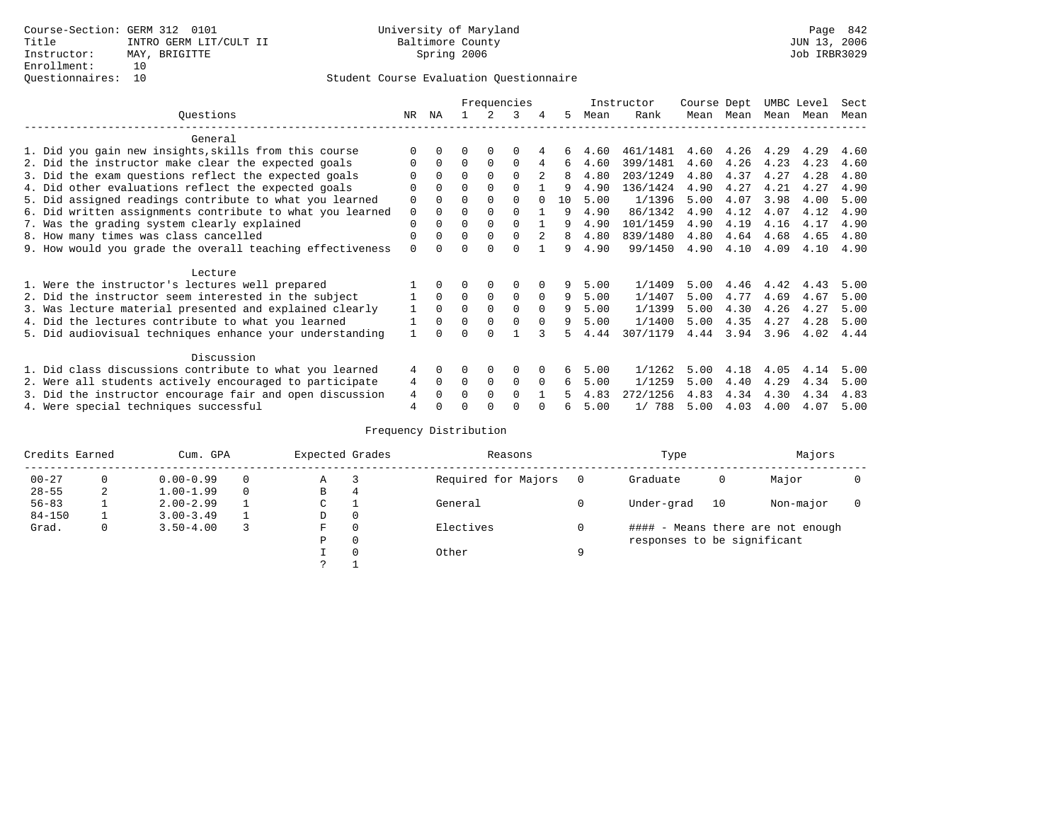Course-Section: GERM 312 0101
Title: INTRO GERM LIT/CULT II
Instructor: MAY, BRIGITTE
Enrollment: 10
Questionnaires: 10

University of Maryland
Baltimore County
Spring 2006

JUN 13, 2006
Job IRBR3029

## Student Course Evaluation Questionnaire

| Questions | NR | NA | 1 | 2 | 3 | 4 | 5 | Instructor Mean | Rank | Course Mean | Dept Mean | UMBC Mean | Level Mean | Sect Mean |
|---|---|---|---|---|---|---|---|---|---|---|---|---|---|---|
| **General** | | | | | | | | | | | | | | |
| 1. Did you gain new insights,skills from this course | 0 | 0 | 0 | 0 | 0 | 4 | 6 | 4.60 | 461/1481 | 4.60 | 4.26 | 4.29 | 4.29 | 4.60 |
| 2. Did the instructor make clear the expected goals | 0 | 0 | 0 | 0 | 0 | 4 | 6 | 4.60 | 399/1481 | 4.60 | 4.26 | 4.23 | 4.23 | 4.60 |
| 3. Did the exam questions reflect the expected goals | 0 | 0 | 0 | 0 | 0 | 2 | 8 | 4.80 | 203/1249 | 4.80 | 4.37 | 4.27 | 4.28 | 4.80 |
| 4. Did other evaluations reflect the expected goals | 0 | 0 | 0 | 0 | 0 | 1 | 9 | 4.90 | 136/1424 | 4.90 | 4.27 | 4.21 | 4.27 | 4.90 |
| 5. Did assigned readings contribute to what you learned | 0 | 0 | 0 | 0 | 0 | 0 | 10 | 5.00 | 1/1396 | 5.00 | 4.07 | 3.98 | 4.00 | 5.00 |
| 6. Did written assignments contribute to what you learned | 0 | 0 | 0 | 0 | 0 | 1 | 9 | 4.90 | 86/1342 | 4.90 | 4.12 | 4.07 | 4.12 | 4.90 |
| 7. Was the grading system clearly explained | 0 | 0 | 0 | 0 | 0 | 1 | 9 | 4.90 | 101/1459 | 4.90 | 4.19 | 4.16 | 4.17 | 4.90 |
| 8. How many times was class cancelled | 0 | 0 | 0 | 0 | 0 | 2 | 8 | 4.80 | 839/1480 | 4.80 | 4.64 | 4.68 | 4.65 | 4.80 |
| 9. How would you grade the overall teaching effectiveness | 0 | 0 | 0 | 0 | 0 | 1 | 9 | 4.90 | 99/1450 | 4.90 | 4.10 | 4.09 | 4.10 | 4.90 |
| **Lecture** | | | | | | | | | | | | | | |
| 1. Were the instructor's lectures well prepared | 1 | 0 | 0 | 0 | 0 | 0 | 9 | 5.00 | 1/1409 | 5.00 | 4.46 | 4.42 | 4.43 | 5.00 |
| 2. Did the instructor seem interested in the subject | 1 | 0 | 0 | 0 | 0 | 0 | 9 | 5.00 | 1/1407 | 5.00 | 4.77 | 4.69 | 4.67 | 5.00 |
| 3. Was lecture material presented and explained clearly | 1 | 0 | 0 | 0 | 0 | 0 | 9 | 5.00 | 1/1399 | 5.00 | 4.30 | 4.26 | 4.27 | 5.00 |
| 4. Did the lectures contribute to what you learned | 1 | 0 | 0 | 0 | 0 | 0 | 9 | 5.00 | 1/1400 | 5.00 | 4.35 | 4.27 | 4.28 | 5.00 |
| 5. Did audiovisual techniques enhance your understanding | 1 | 0 | 0 | 0 | 1 | 3 | 5 | 4.44 | 307/1179 | 4.44 | 3.94 | 3.96 | 4.02 | 4.44 |
| **Discussion** | | | | | | | | | | | | | | |
| 1. Did class discussions contribute to what you learned | 4 | 0 | 0 | 0 | 0 | 0 | 6 | 5.00 | 1/1262 | 5.00 | 4.18 | 4.05 | 4.14 | 5.00 |
| 2. Were all students actively encouraged to participate | 4 | 0 | 0 | 0 | 0 | 0 | 6 | 5.00 | 1/1259 | 5.00 | 4.40 | 4.29 | 4.34 | 5.00 |
| 3. Did the instructor encourage fair and open discussion | 4 | 0 | 0 | 0 | 0 | 1 | 5 | 4.83 | 272/1256 | 4.83 | 4.34 | 4.30 | 4.34 | 4.83 |
| 4. Were special techniques successful | 4 | 0 | 0 | 0 | 0 | 0 | 6 | 5.00 | 1/ 788 | 5.00 | 4.03 | 4.00 | 4.07 | 5.00 |

## Frequency Distribution

| Credits Earned | | Cum. GPA | | Expected Grades | | Reasons | | Type | | Majors | |
|---|---|---|---|---|---|---|---|---|---|---|---|
| 00-27 | 0 | 0.00-0.99 | 0 | A | 3 | Required for Majors | 0 | Graduate | 0 | Major | 0 |
| 28-55 | 2 | 1.00-1.99 | 0 | B | 4 | | | | | | |
| 56-83 | 1 | 2.00-2.99 | 1 | C | 1 | General | 0 | Under-grad | 10 | Non-major | 0 |
| 84-150 | 1 | 3.00-3.49 | 1 | D | 0 | | | | | | |
| Grad. | 0 | 3.50-4.00 | 3 | F | 0 | Electives | 0 | #### - Means there are not enough responses to be significant | | | |
| | | | | P | 0 | | | | | | |
| | | | | I | 0 | Other | 9 | | | | |
| | | | | ? | 1 | | | | | | |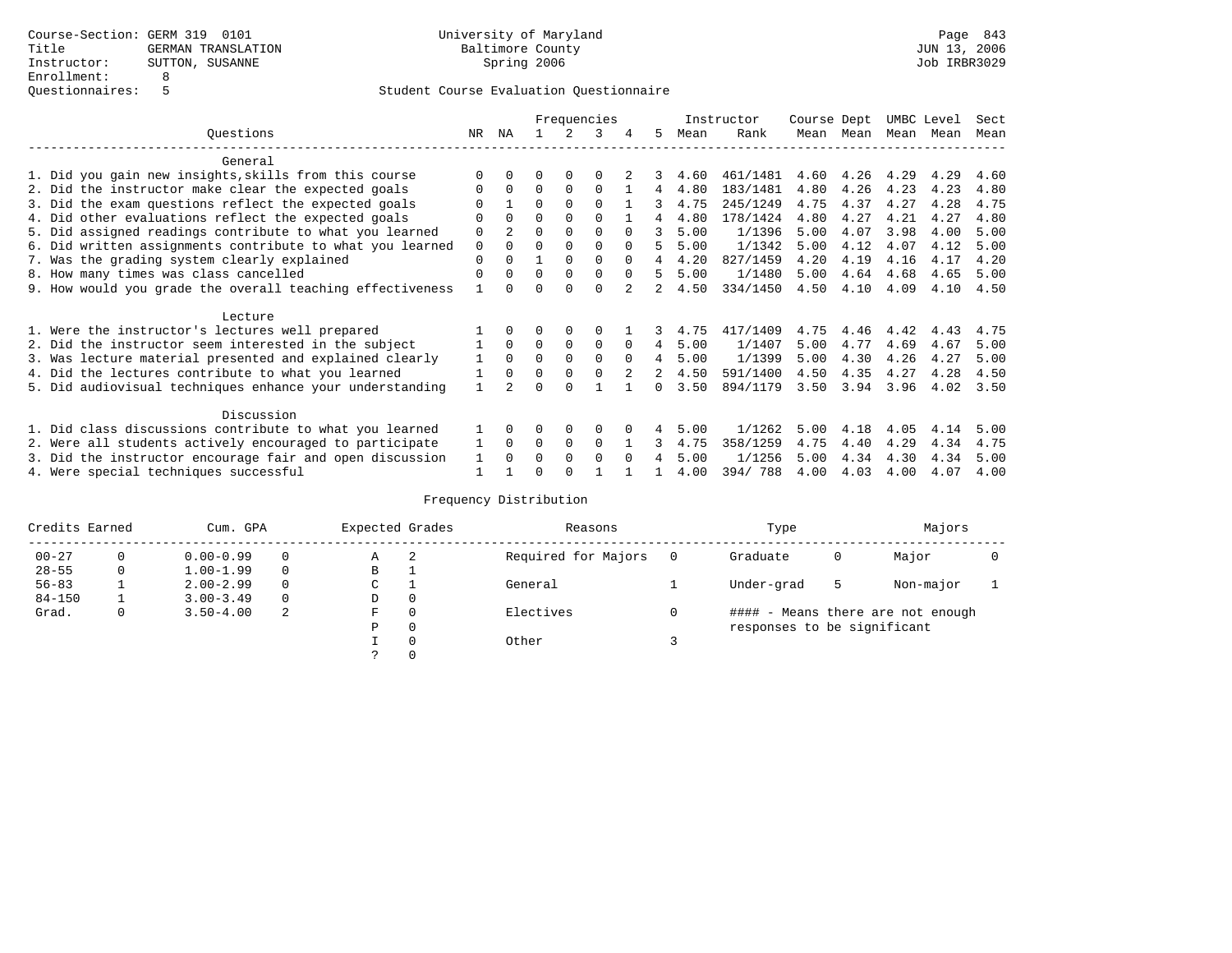Course-Section: GERM 319 0101
Title: GERMAN TRANSLATION
Instructor: SUTTON, SUSANNE
Enrollment: 8
Questionnaires: 5

University of Maryland
Baltimore County
Spring 2006

JUN 13, 2006
Job IRBR3029

## Student Course Evaluation Questionnaire

| Questions | NR | NA | 1 | 2 | 3 | 4 | 5 | Instructor Mean | Rank | Course Mean | Dept Mean | UMBC Mean | Level Mean | Sect Mean |
|---|---|---|---|---|---|---|---|---|---|---|---|---|---|---|
| **General** | | | | | | | | | | | | | | |
| 1. Did you gain new insights,skills from this course | 0 | 0 | 0 | 0 | 0 | 2 | 3 | 4.60 | 461/1481 | 4.60 | 4.26 | 4.29 | 4.29 | 4.60 |
| 2. Did the instructor make clear the expected goals | 0 | 0 | 0 | 0 | 0 | 1 | 4 | 4.80 | 183/1481 | 4.80 | 4.26 | 4.23 | 4.23 | 4.80 |
| 3. Did the exam questions reflect the expected goals | 0 | 1 | 0 | 0 | 0 | 1 | 3 | 4.75 | 245/1249 | 4.75 | 4.37 | 4.27 | 4.28 | 4.75 |
| 4. Did other evaluations reflect the expected goals | 0 | 0 | 0 | 0 | 0 | 1 | 4 | 4.80 | 178/1424 | 4.80 | 4.27 | 4.21 | 4.27 | 4.80 |
| 5. Did assigned readings contribute to what you learned | 0 | 2 | 0 | 0 | 0 | 0 | 3 | 5.00 | 1/1396 | 5.00 | 4.07 | 3.98 | 4.00 | 5.00 |
| 6. Did written assignments contribute to what you learned | 0 | 0 | 0 | 0 | 0 | 0 | 5 | 5.00 | 1/1342 | 5.00 | 4.12 | 4.07 | 4.12 | 5.00 |
| 7. Was the grading system clearly explained | 0 | 0 | 1 | 0 | 0 | 0 | 4 | 4.20 | 827/1459 | 4.20 | 4.19 | 4.16 | 4.17 | 4.20 |
| 8. How many times was class cancelled | 0 | 0 | 0 | 0 | 0 | 0 | 5 | 5.00 | 1/1480 | 5.00 | 4.64 | 4.68 | 4.65 | 5.00 |
| 9. How would you grade the overall teaching effectiveness | 1 | 0 | 0 | 0 | 0 | 2 | 2 | 4.50 | 334/1450 | 4.50 | 4.10 | 4.09 | 4.10 | 4.50 |
| **Lecture** | | | | | | | | | | | | | | |
| 1. Were the instructor's lectures well prepared | 1 | 0 | 0 | 0 | 0 | 1 | 3 | 4.75 | 417/1409 | 4.75 | 4.46 | 4.42 | 4.43 | 4.75 |
| 2. Did the instructor seem interested in the subject | 1 | 0 | 0 | 0 | 0 | 0 | 4 | 5.00 | 1/1407 | 5.00 | 4.77 | 4.69 | 4.67 | 5.00 |
| 3. Was lecture material presented and explained clearly | 1 | 0 | 0 | 0 | 0 | 0 | 4 | 5.00 | 1/1399 | 5.00 | 4.30 | 4.26 | 4.27 | 5.00 |
| 4. Did the lectures contribute to what you learned | 1 | 0 | 0 | 0 | 0 | 2 | 2 | 4.50 | 591/1400 | 4.50 | 4.35 | 4.27 | 4.28 | 4.50 |
| 5. Did audiovisual techniques enhance your understanding | 1 | 2 | 0 | 0 | 1 | 1 | 0 | 3.50 | 894/1179 | 3.50 | 3.94 | 3.96 | 4.02 | 3.50 |
| **Discussion** | | | | | | | | | | | | | | |
| 1. Did class discussions contribute to what you learned | 1 | 0 | 0 | 0 | 0 | 0 | 4 | 5.00 | 1/1262 | 5.00 | 4.18 | 4.05 | 4.14 | 5.00 |
| 2. Were all students actively encouraged to participate | 1 | 0 | 0 | 0 | 0 | 1 | 3 | 4.75 | 358/1259 | 4.75 | 4.40 | 4.29 | 4.34 | 4.75 |
| 3. Did the instructor encourage fair and open discussion | 1 | 0 | 0 | 0 | 0 | 0 | 4 | 5.00 | 1/1256 | 5.00 | 4.34 | 4.30 | 4.34 | 5.00 |
| 4. Were special techniques successful | 1 | 1 | 0 | 0 | 1 | 1 | 1 | 4.00 | 394/ 788 | 4.00 | 4.03 | 4.00 | 4.07 | 4.00 |

## Frequency Distribution

| Credits Earned | | Cum. GPA | | Expected Grades | | Reasons | | Type | | Majors | |
|---|---|---|---|---|---|---|---|---|---|---|---|
| 00-27 | 0 | 0.00-0.99 | 0 | A | 2 | Required for Majors | 0 | Graduate | 0 | Major | 0 |
| 28-55 | 0 | 1.00-1.99 | 0 | B | 1 | | | | | | |
| 56-83 | 1 | 2.00-2.99 | 0 | C | 1 | General | 1 | Under-grad | 5 | Non-major | 1 |
| 84-150 | 1 | 3.00-3.49 | 0 | D | 0 | | | | | | |
| Grad. | 0 | 3.50-4.00 | 2 | F | 0 | Electives | 0 | | | | |
| | | | | P | 0 | | | | | | |
| | | | | I | 0 | Other | 3 | | | | |
| | | | | ? | 0 | | | | | | |

#### - Means there are not enough responses to be significant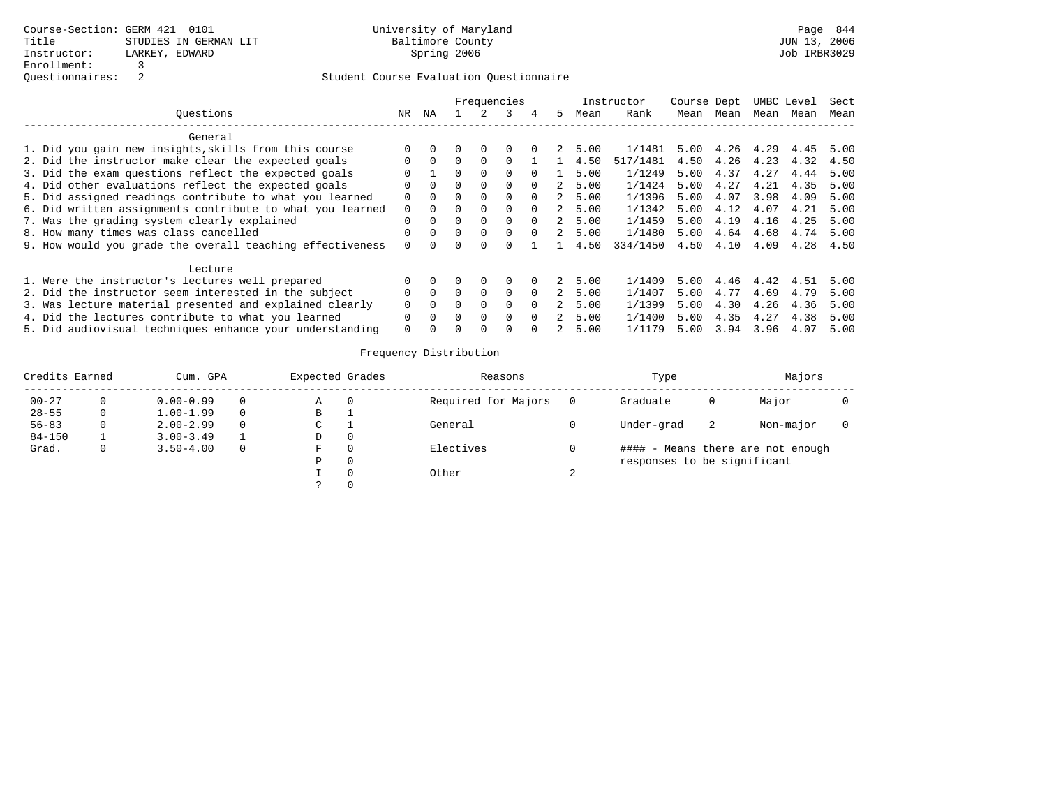Course-Section: GERM 421 0101
Title: STUDIES IN GERMAN LIT
Instructor: LARKEY, EDWARD
Enrollment: 3
Questionnaires: 2

University of Maryland
Baltimore County
Spring 2006

JUN 13, 2006
Job IRBR3029

Student Course Evaluation Questionnaire

| Questions | NR | NA | 1 | 2 | 3 | 4 | 5 | Instructor Mean | Instructor Rank | Course Mean | Dept Mean | UMBC Mean | Level Mean | Sect Mean |
|---|---|---|---|---|---|---|---|---|---|---|---|---|---|---|
| **General** | | | | | | | | | | | | | | |
| 1. Did you gain new insights,skills from this course | 0 | 0 | 0 | 0 | 0 | 0 | 2 | 5.00 | 1/1481 | 5.00 | 4.26 | 4.29 | 4.45 | 5.00 |
| 2. Did the instructor make clear the expected goals | 0 | 0 | 0 | 0 | 0 | 1 | 1 | 4.50 | 517/1481 | 4.50 | 4.26 | 4.23 | 4.32 | 4.50 |
| 3. Did the exam questions reflect the expected goals | 0 | 1 | 0 | 0 | 0 | 0 | 1 | 5.00 | 1/1249 | 5.00 | 4.37 | 4.27 | 4.44 | 5.00 |
| 4. Did other evaluations reflect the expected goals | 0 | 0 | 0 | 0 | 0 | 0 | 2 | 5.00 | 1/1424 | 5.00 | 4.27 | 4.21 | 4.35 | 5.00 |
| 5. Did assigned readings contribute to what you learned | 0 | 0 | 0 | 0 | 0 | 0 | 2 | 5.00 | 1/1396 | 5.00 | 4.07 | 3.98 | 4.09 | 5.00 |
| 6. Did written assignments contribute to what you learned | 0 | 0 | 0 | 0 | 0 | 0 | 2 | 5.00 | 1/1342 | 5.00 | 4.12 | 4.07 | 4.21 | 5.00 |
| 7. Was the grading system clearly explained | 0 | 0 | 0 | 0 | 0 | 0 | 2 | 5.00 | 1/1459 | 5.00 | 4.19 | 4.16 | 4.25 | 5.00 |
| 8. How many times was class cancelled | 0 | 0 | 0 | 0 | 0 | 0 | 2 | 5.00 | 1/1480 | 5.00 | 4.64 | 4.68 | 4.74 | 5.00 |
| 9. How would you grade the overall teaching effectiveness | 0 | 0 | 0 | 0 | 0 | 1 | 1 | 4.50 | 334/1450 | 4.50 | 4.10 | 4.09 | 4.28 | 4.50 |
| **Lecture** | | | | | | | | | | | | | | |
| 1. Were the instructor's lectures well prepared | 0 | 0 | 0 | 0 | 0 | 0 | 2 | 5.00 | 1/1409 | 5.00 | 4.46 | 4.42 | 4.51 | 5.00 |
| 2. Did the instructor seem interested in the subject | 0 | 0 | 0 | 0 | 0 | 0 | 2 | 5.00 | 1/1407 | 5.00 | 4.77 | 4.69 | 4.79 | 5.00 |
| 3. Was lecture material presented and explained clearly | 0 | 0 | 0 | 0 | 0 | 0 | 2 | 5.00 | 1/1399 | 5.00 | 4.30 | 4.26 | 4.36 | 5.00 |
| 4. Did the lectures contribute to what you learned | 0 | 0 | 0 | 0 | 0 | 0 | 2 | 5.00 | 1/1400 | 5.00 | 4.35 | 4.27 | 4.38 | 5.00 |
| 5. Did audiovisual techniques enhance your understanding | 0 | 0 | 0 | 0 | 0 | 0 | 2 | 5.00 | 1/1179 | 5.00 | 3.94 | 3.96 | 4.07 | 5.00 |

Frequency Distribution

| Credits Earned | | Cum. GPA | | Expected Grades | | Reasons | | Type | | Majors | |
|---|---|---|---|---|---|---|---|---|---|---|---|
| 00-27 | 0 | 0.00-0.99 | 0 | A | 0 | Required for Majors | 0 | Graduate | 0 | Major | 0 |
| 28-55 | 0 | 1.00-1.99 | 0 | B | 1 | | | | | | |
| 56-83 | 0 | 2.00-2.99 | 0 | C | 1 | General | 0 | Under-grad | 2 | Non-major | 0 |
| 84-150 | 1 | 3.00-3.49 | 1 | D | 0 | | | | | | |
| Grad. | 0 | 3.50-4.00 | 0 | F | 0 | Electives | 0 | #### - Means there are not enough responses to be significant | | | |
| | | | | P | 0 | | | | | | |
| | | | | I | 0 | Other | 2 | | | | |
| | | | | ? | 0 | | | | | | |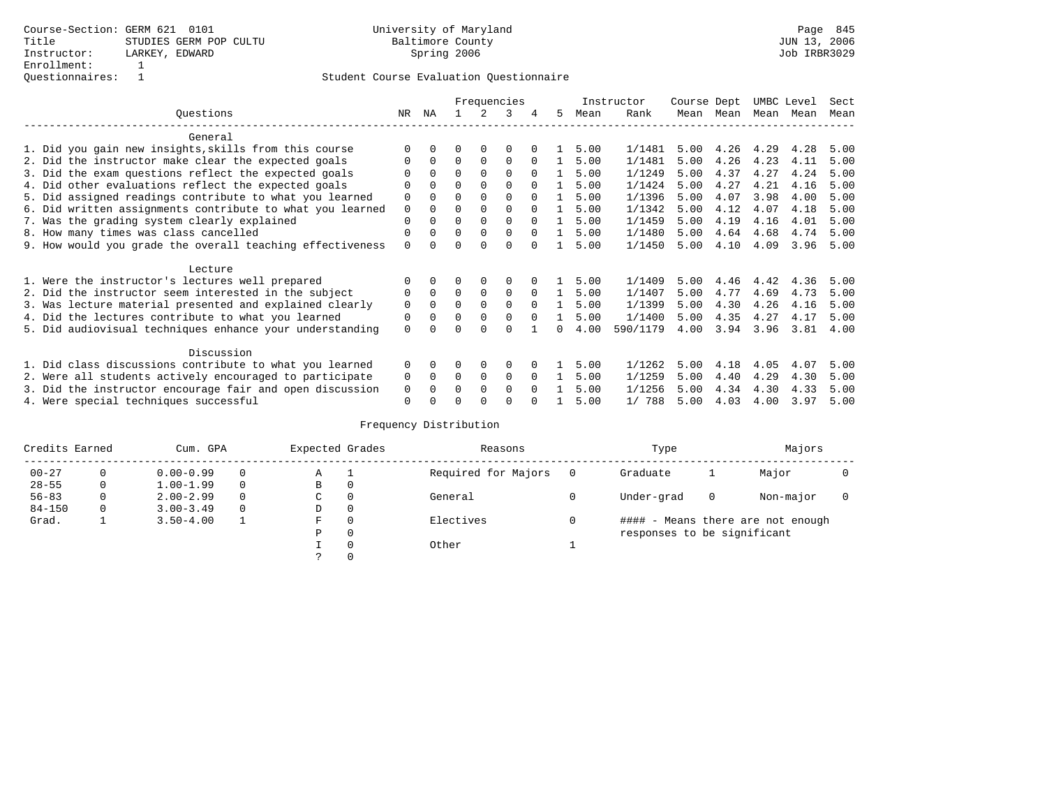Course-Section: GERM 621 0101
Title: STUDIES GERM POP CULTU
Instructor: LARKEY, EDWARD
Enrollment: 1
Questionnaires: 1

University of Maryland
Baltimore County
Spring 2006

JUN 13, 2006
Job IRBR3029

Student Course Evaluation Questionnaire

| Questions | NR | NA | 1 | 2 | 3 | 4 | 5 | Instructor Mean | Instructor Rank | Course Mean | Dept Mean | UMBC Mean | Level Mean | Sect Mean |
|---|---|---|---|---|---|---|---|---|---|---|---|---|---|---|
| **General** | | | | | | | | | | | | | | |
| 1. Did you gain new insights,skills from this course | 0 | 0 | 0 | 0 | 0 | 0 | 1 | 5.00 | 1/1481 | 5.00 | 4.26 | 4.29 | 4.28 | 5.00 |
| 2. Did the instructor make clear the expected goals | 0 | 0 | 0 | 0 | 0 | 0 | 1 | 5.00 | 1/1481 | 5.00 | 4.26 | 4.23 | 4.11 | 5.00 |
| 3. Did the exam questions reflect the expected goals | 0 | 0 | 0 | 0 | 0 | 0 | 1 | 5.00 | 1/1249 | 5.00 | 4.37 | 4.27 | 4.24 | 5.00 |
| 4. Did other evaluations reflect the expected goals | 0 | 0 | 0 | 0 | 0 | 0 | 1 | 5.00 | 1/1424 | 5.00 | 4.27 | 4.21 | 4.16 | 5.00 |
| 5. Did assigned readings contribute to what you learned | 0 | 0 | 0 | 0 | 0 | 0 | 1 | 5.00 | 1/1396 | 5.00 | 4.07 | 3.98 | 4.00 | 5.00 |
| 6. Did written assignments contribute to what you learned | 0 | 0 | 0 | 0 | 0 | 0 | 1 | 5.00 | 1/1342 | 5.00 | 4.12 | 4.07 | 4.18 | 5.00 |
| 7. Was the grading system clearly explained | 0 | 0 | 0 | 0 | 0 | 0 | 1 | 5.00 | 1/1459 | 5.00 | 4.19 | 4.16 | 4.01 | 5.00 |
| 8. How many times was class cancelled | 0 | 0 | 0 | 0 | 0 | 0 | 1 | 5.00 | 1/1480 | 5.00 | 4.64 | 4.68 | 4.74 | 5.00 |
| 9. How would you grade the overall teaching effectiveness | 0 | 0 | 0 | 0 | 0 | 0 | 1 | 5.00 | 1/1450 | 5.00 | 4.10 | 4.09 | 3.96 | 5.00 |
| **Lecture** | | | | | | | | | | | | | | |
| 1. Were the instructor's lectures well prepared | 0 | 0 | 0 | 0 | 0 | 0 | 1 | 5.00 | 1/1409 | 5.00 | 4.46 | 4.42 | 4.36 | 5.00 |
| 2. Did the instructor seem interested in the subject | 0 | 0 | 0 | 0 | 0 | 0 | 1 | 5.00 | 1/1407 | 5.00 | 4.77 | 4.69 | 4.73 | 5.00 |
| 3. Was lecture material presented and explained clearly | 0 | 0 | 0 | 0 | 0 | 0 | 1 | 5.00 | 1/1399 | 5.00 | 4.30 | 4.26 | 4.16 | 5.00 |
| 4. Did the lectures contribute to what you learned | 0 | 0 | 0 | 0 | 0 | 0 | 1 | 5.00 | 1/1400 | 5.00 | 4.35 | 4.27 | 4.17 | 5.00 |
| 5. Did audiovisual techniques enhance your understanding | 0 | 0 | 0 | 0 | 0 | 1 | 0 | 4.00 | 590/1179 | 4.00 | 3.94 | 3.96 | 3.81 | 4.00 |
| **Discussion** | | | | | | | | | | | | | | |
| 1. Did class discussions contribute to what you learned | 0 | 0 | 0 | 0 | 0 | 0 | 1 | 5.00 | 1/1262 | 5.00 | 4.18 | 4.05 | 4.07 | 5.00 |
| 2. Were all students actively encouraged to participate | 0 | 0 | 0 | 0 | 0 | 0 | 1 | 5.00 | 1/1259 | 5.00 | 4.40 | 4.29 | 4.30 | 5.00 |
| 3. Did the instructor encourage fair and open discussion | 0 | 0 | 0 | 0 | 0 | 0 | 1 | 5.00 | 1/1256 | 5.00 | 4.34 | 4.30 | 4.33 | 5.00 |
| 4. Were special techniques successful | 0 | 0 | 0 | 0 | 0 | 0 | 1 | 5.00 | 1/ 788 | 5.00 | 4.03 | 4.00 | 3.97 | 5.00 |

Frequency Distribution

| Credits Earned | | Cum. GPA | | Expected Grades | | Reasons | | Type | | Majors | |
|---|---|---|---|---|---|---|---|---|---|---|---|
| 00-27 | 0 | 0.00-0.99 | 0 | A | 1 | Required for Majors | 0 | Graduate | 1 | Major | 0 |
| 28-55 | 0 | 1.00-1.99 | 0 | B | 0 | | | | | | |
| 56-83 | 0 | 2.00-2.99 | 0 | C | 0 | General | 0 | Under-grad | 0 | Non-major | 0 |
| 84-150 | 0 | 3.00-3.49 | 0 | D | 0 | | | | | | |
| Grad. | 1 | 3.50-4.00 | 1 | F | 0 | Electives | 0 | | | | |
| | | | | P | 0 | | | | | | |
| | | | | I | 0 | Other | 1 | | | | |
| | | | | ? | 0 | | | | | | |

#### - Means there are not enough responses to be significant